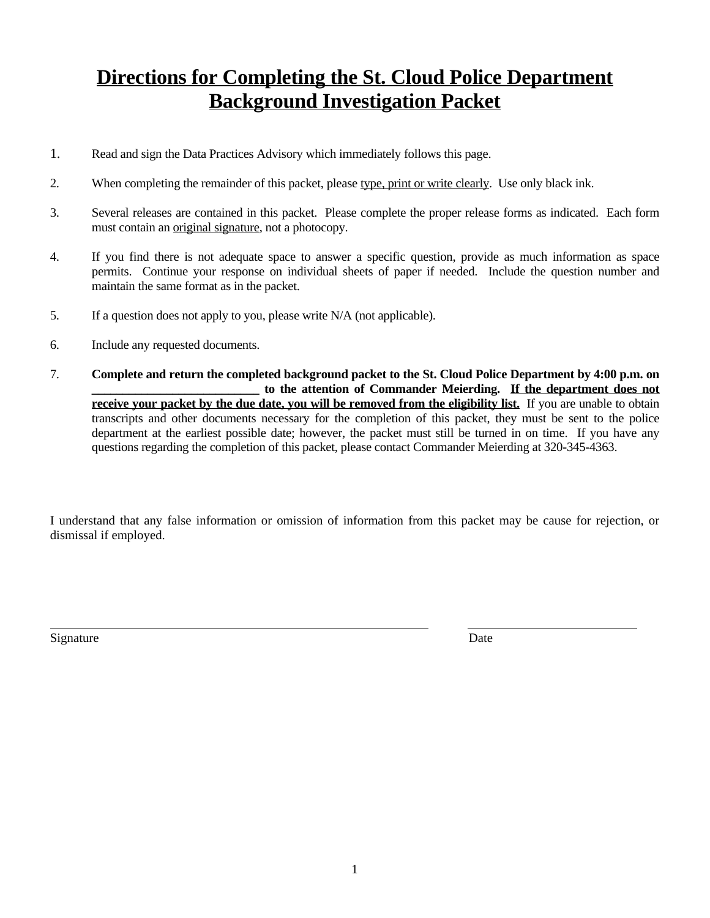# Directions for Completing the St. Cloud Police Department Background Investigation Packet

1. Read and sign the Data Practices Advisory which immediately follows this page.

2. When completing the remainder of this packet, please type, print or write clearly. Use only black ink.

3. Several releases are contained in this packet. Please complete the proper release forms as indicated. Each form must contain an original signature, not a photocopy.

4. If you find there is not adequate space to answer a specific question, provide as much information as space permits. Continue your response on individual sheets of paper if needed. Include the question number and maintain the same format as in the packet.

5. If a question does not apply to you, please write N/A (not applicable).

6. Include any requested documents.

7. **Complete and return the completed background packet to the St. Cloud Police Department by 4:00 p.m. on ___________________________ to the attention of Commander Meierding. If the department does not receive your packet by the due date, you will be removed from the eligibility list.** If you are unable to obtain transcripts and other documents necessary for the completion of this packet, they must be sent to the police department at the earliest possible date; however, the packet must still be turned in on time. If you have any questions regarding the completion of this packet, please contact Commander Meierding at 320-345-4363.

I understand that any false information or omission of information from this packet may be cause for rejection, or dismissal if employed.

_____________________________________________ &nbsp;&nbsp;&nbsp;&nbsp; ___________________________

Signature &nbsp;&nbsp;&nbsp;&nbsp;&nbsp;&nbsp;&nbsp;&nbsp;&nbsp;&nbsp;&nbsp;&nbsp;&nbsp;&nbsp;&nbsp;&nbsp;&nbsp;&nbsp;&nbsp;&nbsp;&nbsp;&nbsp;&nbsp;&nbsp;&nbsp;&nbsp;&nbsp;&nbsp;&nbsp;&nbsp;&nbsp;&nbsp;&nbsp;&nbsp;&nbsp;&nbsp;&nbsp;&nbsp;&nbsp;&nbsp; Date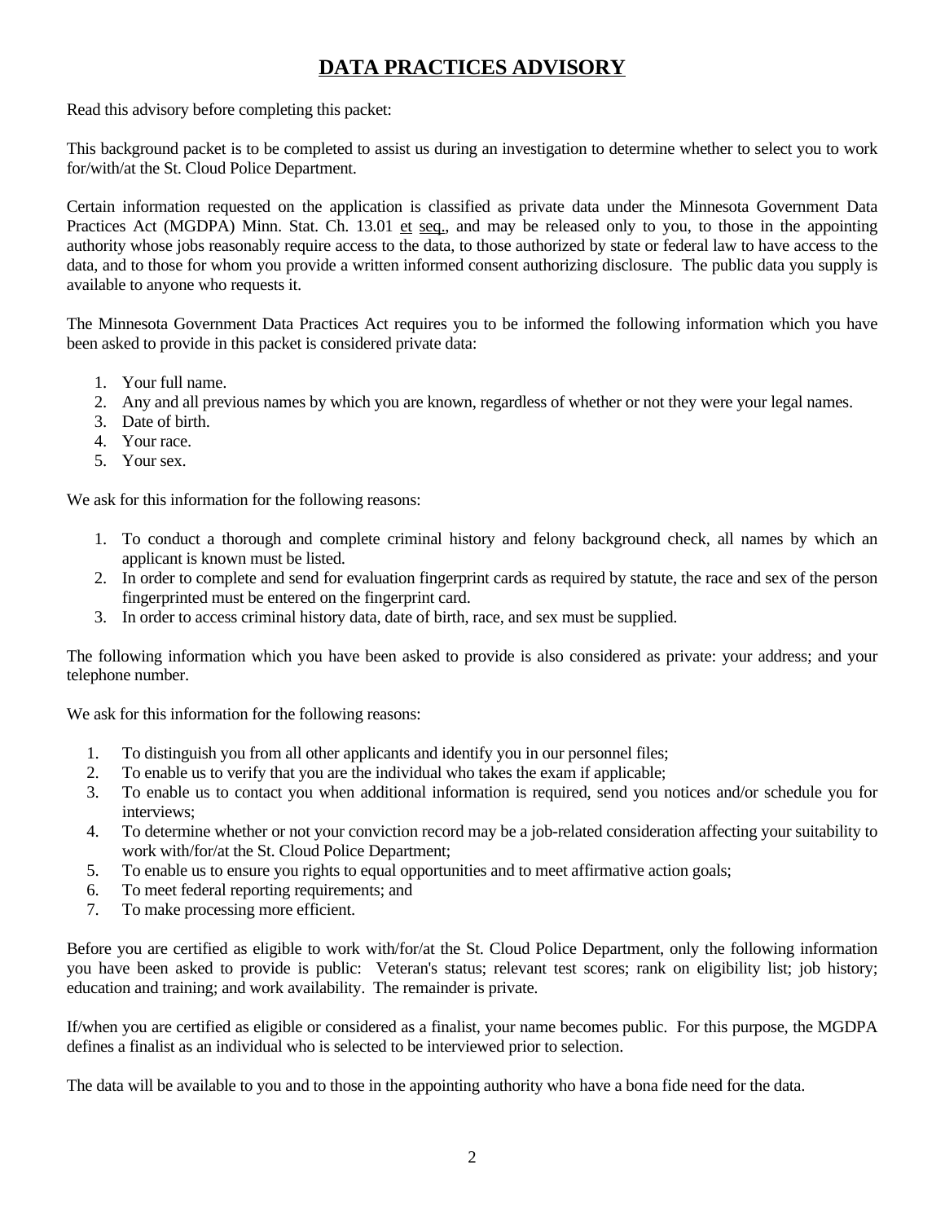# DATA PRACTICES ADVISORY

Read this advisory before completing this packet:

This background packet is to be completed to assist us during an investigation to determine whether to select you to work for/with/at the St. Cloud Police Department.

Certain information requested on the application is classified as private data under the Minnesota Government Data Practices Act (MGDPA) Minn. Stat. Ch. 13.01 et seq., and may be released only to you, to those in the appointing authority whose jobs reasonably require access to the data, to those authorized by state or federal law to have access to the data, and to those for whom you provide a written informed consent authorizing disclosure. The public data you supply is available to anyone who requests it.

The Minnesota Government Data Practices Act requires you to be informed the following information which you have been asked to provide in this packet is considered private data:

1. Your full name.
2. Any and all previous names by which you are known, regardless of whether or not they were your legal names.
3. Date of birth.
4. Your race.
5. Your sex.

We ask for this information for the following reasons:

1. To conduct a thorough and complete criminal history and felony background check, all names by which an applicant is known must be listed.
2. In order to complete and send for evaluation fingerprint cards as required by statute, the race and sex of the person fingerprinted must be entered on the fingerprint card.
3. In order to access criminal history data, date of birth, race, and sex must be supplied.

The following information which you have been asked to provide is also considered as private: your address; and your telephone number.

We ask for this information for the following reasons:

1. To distinguish you from all other applicants and identify you in our personnel files;
2. To enable us to verify that you are the individual who takes the exam if applicable;
3. To enable us to contact you when additional information is required, send you notices and/or schedule you for interviews;
4. To determine whether or not your conviction record may be a job-related consideration affecting your suitability to work with/for/at the St. Cloud Police Department;
5. To enable us to ensure you rights to equal opportunities and to meet affirmative action goals;
6. To meet federal reporting requirements; and
7. To make processing more efficient.

Before you are certified as eligible to work with/for/at the St. Cloud Police Department, only the following information you have been asked to provide is public: Veteran's status; relevant test scores; rank on eligibility list; job history; education and training; and work availability. The remainder is private.

If/when you are certified as eligible or considered as a finalist, your name becomes public. For this purpose, the MGDPA defines a finalist as an individual who is selected to be interviewed prior to selection.

The data will be available to you and to those in the appointing authority who have a bona fide need for the data.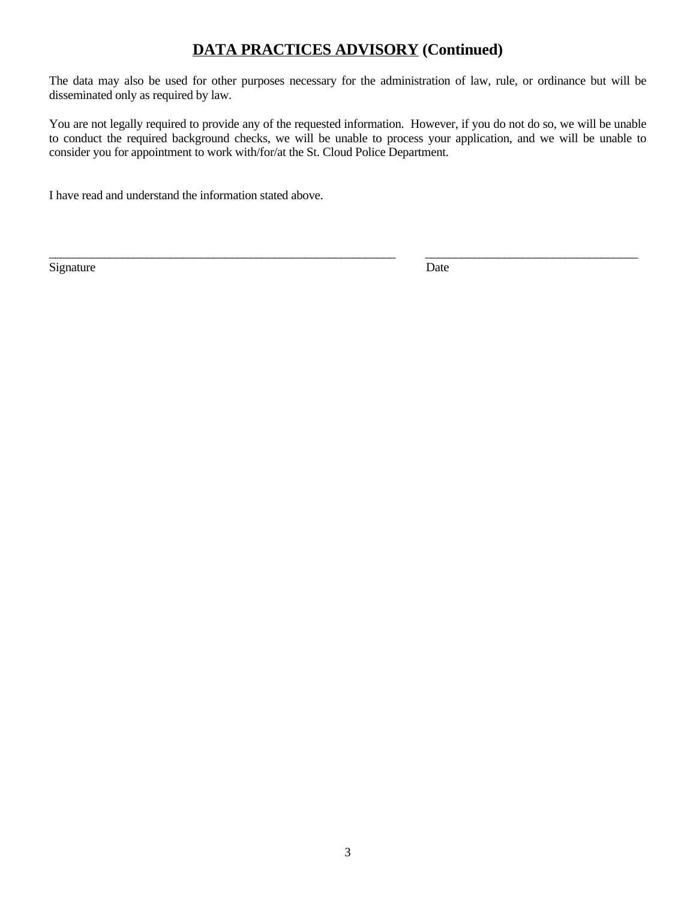## **<u>DATA PRACTICES ADVISORY</u> (Continued)**

The data may also be used for other purposes necessary for the administration of law, rule, or ordinance but will be disseminated only as required by law.

You are not legally required to provide any of the requested information. However, if you do not do so, we will be unable to conduct the required background checks, we will be unable to process your application, and we will be unable to consider you for appointment to work with/for/at the St. Cloud Police Department.

I have read and understand the information stated above.

_____________________________________________ ____________________________

Signature Date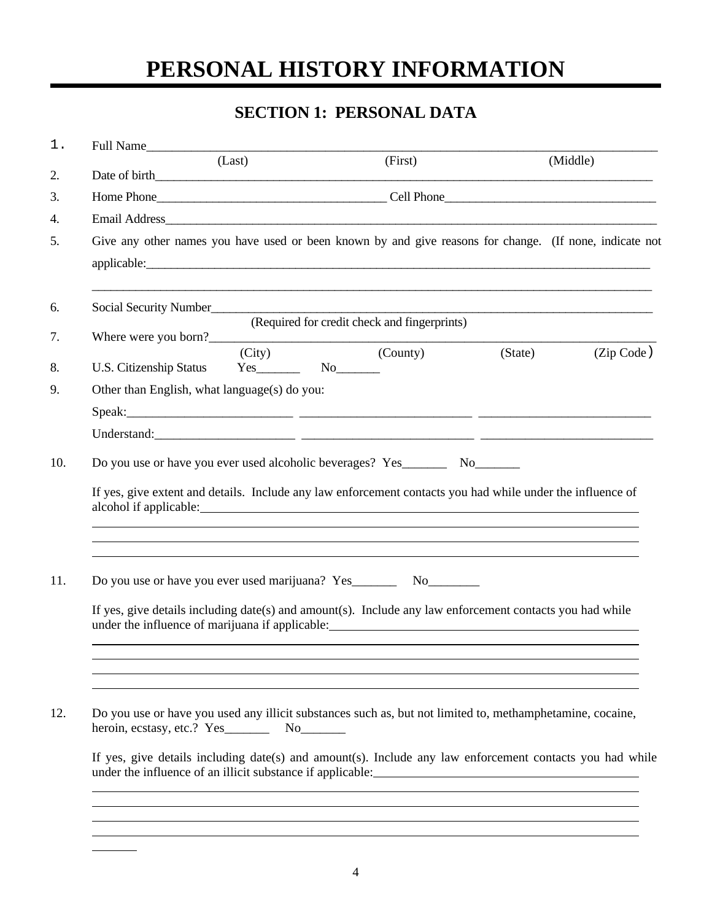# PERSONAL HISTORY INFORMATION

## SECTION 1: PERSONAL DATA

1. Full Name_______________________________________________________________________________
   (Last) (First) (Middle)
2. Date of birth_______________________________________________________________________________
3. Home Phone_____________________________________ Cell Phone__________________________________
4. Email Address_______________________________________________________________________________
5. Give any other names you have used or been known by and give reasons for change. (If none, indicate not applicable:_____________________________________________________________________________

   ______________________________________________________________________________________________
6. Social Security Number___________________________________________________________________________
   (Required for credit check and fingerprints)
7. Where were you born?______________________________________________________________________________
   (City) (County) (State) (Zip Code)
8. U.S. Citizenship Status Yes_______ No_______
9. Other than English, what language(s) do you:

   Speak:__________________________ ____________________________ ____________________________

   Understand:______________________ ____________________________ ____________________________

10. Do you use or have you ever used alcoholic beverages? Yes_______ No_______

    If yes, give extent and details. Include any law enforcement contacts you had while under the influence of alcohol if applicable:____________________________________________________________

    ______________________________________________________________________________________________
    ______________________________________________________________________________________________
    ______________________________________________________________________________________________

11. Do you use or have you ever used marijuana? Yes_______ No________

    If yes, give details including date(s) and amount(s). Include any law enforcement contacts you had while under the influence of marijuana if applicable:_________________________________________

    ______________________________________________________________________________________________
    ______________________________________________________________________________________________
    ______________________________________________________________________________________________
    ______________________________________________________________________________________________

12. Do you use or have you used any illicit substances such as, but not limited to, methamphetamine, cocaine, heroin, ecstasy, etc.? Yes_______ No_______

    If yes, give details including date(s) and amount(s). Include any law enforcement contacts you had while under the influence of an illicit substance if applicable:_______________________________________

    ______________________________________________________________________________________________
    ______________________________________________________________________________________________
    ______________________________________________________________________________________________
    ______________________________________________________________________________________________
    _______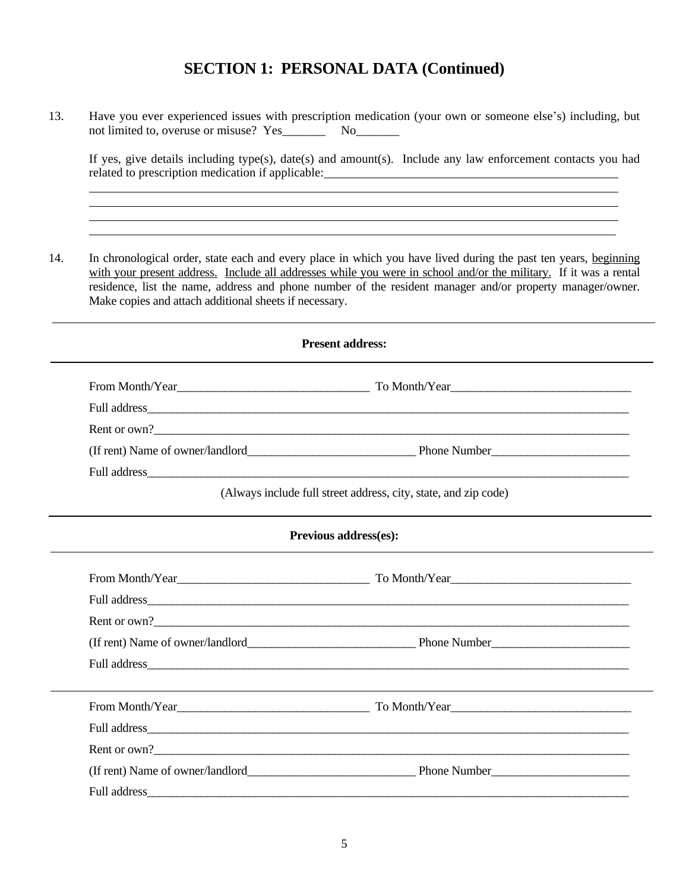## SECTION 1: PERSONAL DATA (Continued)

13. Have you ever experienced issues with prescription medication (your own or someone else's) including, but not limited to, overuse or misuse? Yes_______ No_______

    If yes, give details including type(s), date(s) and amount(s). Include any law enforcement contacts you had related to prescription medication if applicable:____________________________________________________

    ____________________________________________________________________________________

    ____________________________________________________________________________________

    ____________________________________________________________________________________

    ____________________________________________________________________________________

14. In chronological order, state each and every place in which you have lived during the past ten years, <u>beginning with your present address.</u> <u>Include all addresses while you were in school and/or the military.</u> If it was a rental residence, list the name, address and phone number of the resident manager and/or property manager/owner. Make copies and attach additional sheets if necessary.

---

**Present address:**

---

From Month/Year________________________________ To Month/Year______________________________

Full address_________________________________________________________________________________

Rent or own?________________________________________________________________________________

(If rent) Name of owner/landlord____________________________ Phone Number_______________________

Full address_________________________________________________________________________________

(Always include full street address, city, state, and zip code)

---

**Previous address(es):**

---

From Month/Year________________________________ To Month/Year______________________________

Full address_________________________________________________________________________________

Rent or own?________________________________________________________________________________

(If rent) Name of owner/landlord____________________________ Phone Number_______________________

Full address_________________________________________________________________________________

---

From Month/Year________________________________ To Month/Year______________________________

Full address_________________________________________________________________________________

Rent or own?________________________________________________________________________________

(If rent) Name of owner/landlord____________________________ Phone Number_______________________

Full address_________________________________________________________________________________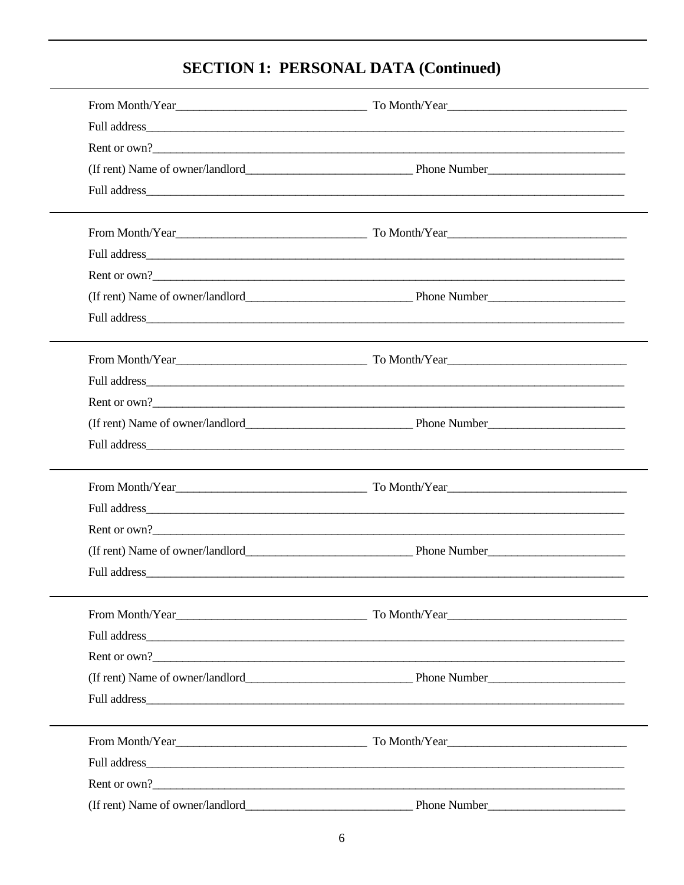## SECTION 1: PERSONAL DATA (Continued)

From Month/Year________________________________ To Month/Year______________________________

Full address_________________________________________________________________________________

Rent or own?_________________________________________________________________________________

(If rent) Name of owner/landlord____________________________ Phone Number_______________________

Full address_________________________________________________________________________________

---

From Month/Year________________________________ To Month/Year______________________________

Full address_________________________________________________________________________________

Rent or own?_________________________________________________________________________________

(If rent) Name of owner/landlord____________________________ Phone Number_______________________

Full address_________________________________________________________________________________

---

From Month/Year________________________________ To Month/Year______________________________

Full address_________________________________________________________________________________

Rent or own?_________________________________________________________________________________

(If rent) Name of owner/landlord____________________________ Phone Number_______________________

Full address_________________________________________________________________________________

---

From Month/Year________________________________ To Month/Year______________________________

Full address_________________________________________________________________________________

Rent or own?_________________________________________________________________________________

(If rent) Name of owner/landlord____________________________ Phone Number_______________________

Full address_________________________________________________________________________________

---

From Month/Year________________________________ To Month/Year______________________________

Full address_________________________________________________________________________________

Rent or own?_________________________________________________________________________________

(If rent) Name of owner/landlord____________________________ Phone Number_______________________

Full address_________________________________________________________________________________

---

From Month/Year________________________________ To Month/Year______________________________

Full address_________________________________________________________________________________

Rent or own?_________________________________________________________________________________

(If rent) Name of owner/landlord____________________________ Phone Number_______________________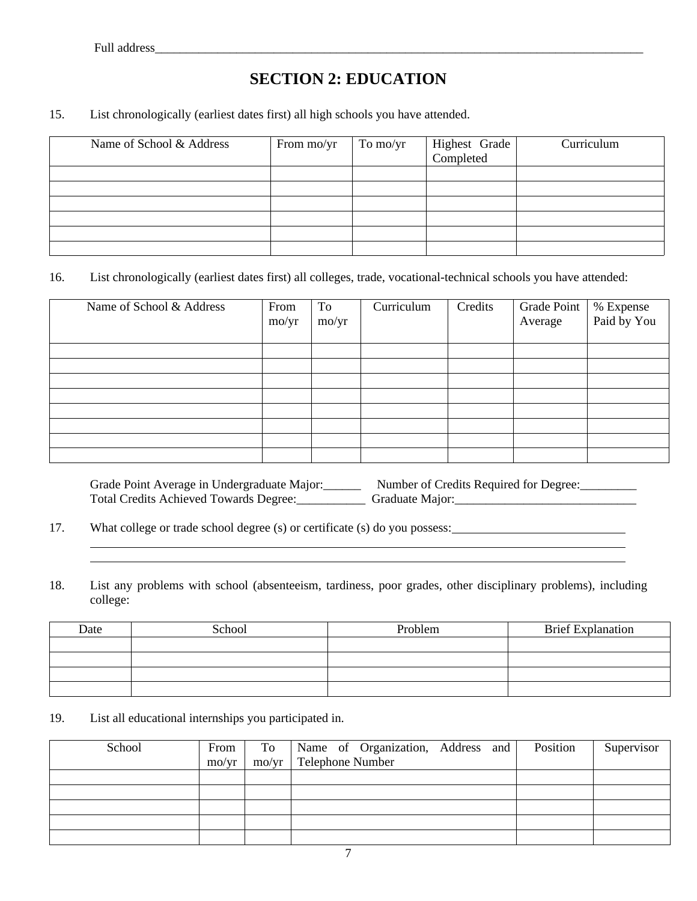Full address_______________________________________________________________________________

## SECTION 2: EDUCATION

15. List chronologically (earliest dates first) all high schools you have attended.

| Name of School & Address | From mo/yr | To mo/yr | Highest Grade Completed | Curriculum |
|---|---|---|---|---|
| | | | | |
| | | | | |
| | | | | |
| | | | | |
| | | | | |
| | | | | |

16. List chronologically (earliest dates first) all colleges, trade, vocational-technical schools you have attended:

| Name of School & Address | From mo/yr | To mo/yr | Curriculum | Credits | Grade Point Average | % Expense Paid by You |
|---|---|---|---|---|---|---|
| | | | | | | |
| | | | | | | |
| | | | | | | |
| | | | | | | |
| | | | | | | |
| | | | | | | |
| | | | | | | |
| | | | | | | |

Grade Point Average in Undergraduate Major:______ Number of Credits Required for Degree:_________
Total Credits Achieved Towards Degree:___________ Graduate Major:______________________________

17. What college or trade school degree (s) or certificate (s) do you possess:____________________________

_____________________________________________________________________________________

_____________________________________________________________________________________

18. List any problems with school (absenteeism, tardiness, poor grades, other disciplinary problems), including college:

| Date | School | Problem | Brief Explanation |
|---|---|---|---|
| | | | |
| | | | |
| | | | |
| | | | |

19. List all educational internships you participated in.

| School | From mo/yr | To mo/yr | Name of Organization, Address and Telephone Number | Position | Supervisor |
|---|---|---|---|---|---|
| | | | | | |
| | | | | | |
| | | | | | |
| | | | | | |
| | | | | | |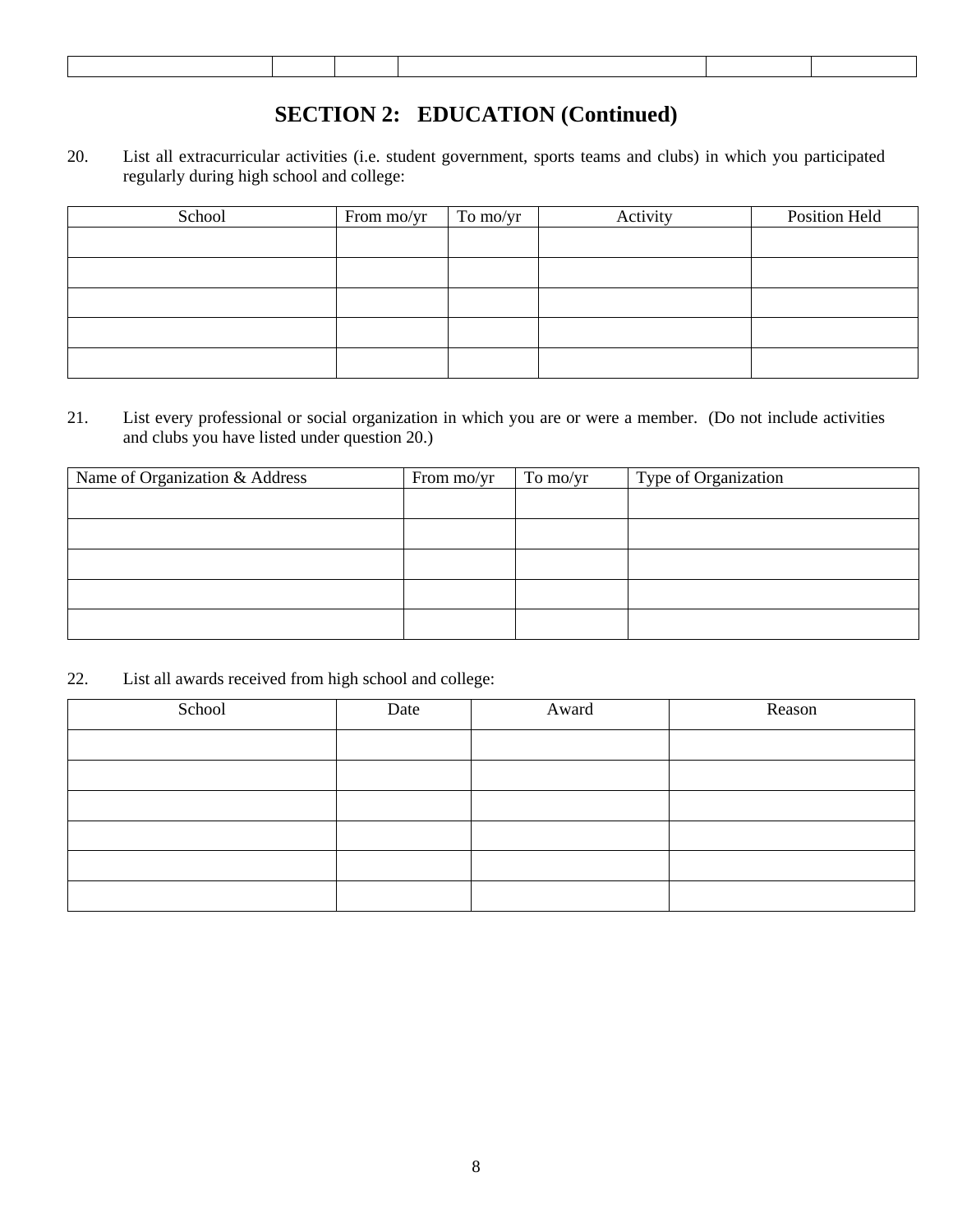|  |  |  |  |  |  |
|---|---|---|---|---|---|

## SECTION 2: EDUCATION (Continued)

20. List all extracurricular activities (i.e. student government, sports teams and clubs) in which you participated regularly during high school and college:

| School | From mo/yr | To mo/yr | Activity | Position Held |
|---|---|---|---|---|
|  |  |  |  |  |
|  |  |  |  |  |
|  |  |  |  |  |
|  |  |  |  |  |
|  |  |  |  |  |

21. List every professional or social organization in which you are or were a member. (Do not include activities and clubs you have listed under question 20.)

| Name of Organization & Address | From mo/yr | To mo/yr | Type of Organization |
|---|---|---|---|
|  |  |  |  |
|  |  |  |  |
|  |  |  |  |
|  |  |  |  |
|  |  |  |  |

22. List all awards received from high school and college:

| School | Date | Award | Reason |
|---|---|---|---|
|  |  |  |  |
|  |  |  |  |
|  |  |  |  |
|  |  |  |  |
|  |  |  |  |
|  |  |  |  |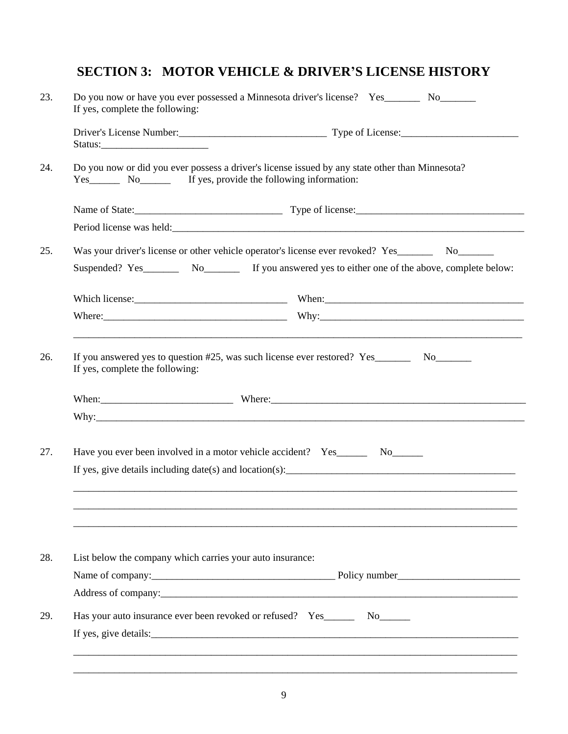## SECTION 3: MOTOR VEHICLE & DRIVER'S LICENSE HISTORY

23. Do you now or have you ever possessed a Minnesota driver's license? Yes_______ No_______
    If yes, complete the following:

    Driver's License Number:_____________________________ Type of License:_______________________
    Status:____________________

24. Do you now or did you ever possess a driver's license issued by any state other than Minnesota?
    Yes______ No______ If yes, provide the following information:

    Name of State:_____________________________ Type of license:_________________________________

    Period license was held:_________________________________________________________________________

25. Was your driver's license or other vehicle operator's license ever revoked? Yes_______ No_______

    Suspended? Yes_______ No_______ If you answered yes to either one of the above, complete below:

    Which license:______________________________ When:_______________________________________

    Where:____________________________________ Why:________________________________________

    ___________________________________________________________________________________________

26. If you answered yes to question #25, was such license ever restored? Yes_______ No_______
    If yes, complete the following:

    When:__________________________ Where:_____________________________________________________

    Why:_______________________________________________________________________________________

27. Have you ever been involved in a motor vehicle accident? Yes______ No______

    If yes, give details including date(s) and location(s):_______________________________________________

    ___________________________________________________________________________________________

    ___________________________________________________________________________________________

    ___________________________________________________________________________________________

28. List below the company which carries your auto insurance:

    Name of company:____________________________________ Policy number________________________

    Address of company:__________________________________________________________________________

29. Has your auto insurance ever been revoked or refused? Yes______ No______

    If yes, give details:____________________________________________________________________________

    ___________________________________________________________________________________________

    ___________________________________________________________________________________________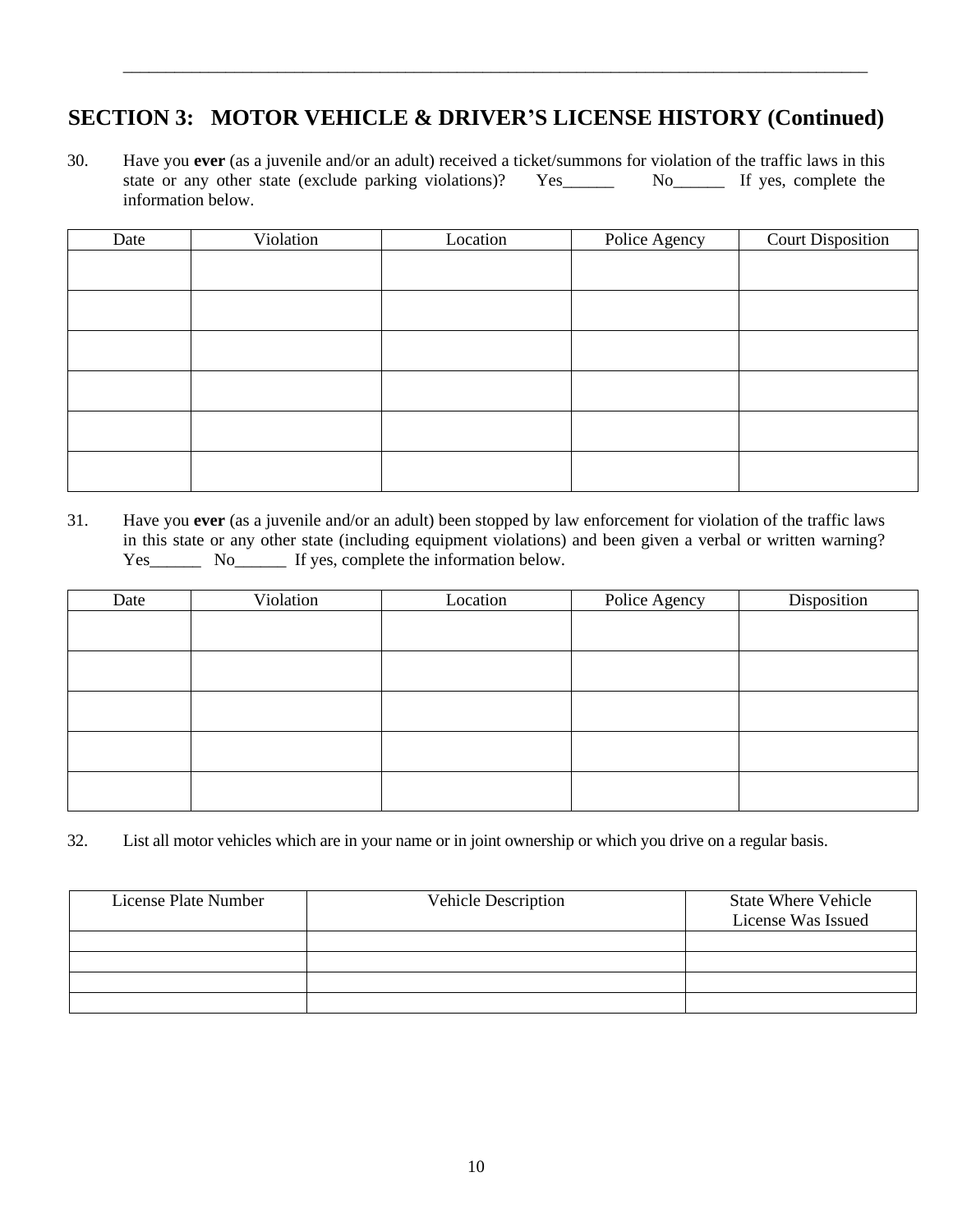## SECTION 3: MOTOR VEHICLE & DRIVER'S LICENSE HISTORY (Continued)

30. Have you **ever** (as a juvenile and/or an adult) received a ticket/summons for violation of the traffic laws in this state or any other state (exclude parking violations)? Yes______ No______ If yes, complete the information below.

| Date | Violation | Location | Police Agency | Court Disposition |
|---|---|---|---|---|
| | | | | |
| | | | | |
| | | | | |
| | | | | |
| | | | | |
| | | | | |

31. Have you **ever** (as a juvenile and/or an adult) been stopped by law enforcement for violation of the traffic laws in this state or any other state (including equipment violations) and been given a verbal or written warning? Yes______ No______ If yes, complete the information below.

| Date | Violation | Location | Police Agency | Disposition |
|---|---|---|---|---|
| | | | | |
| | | | | |
| | | | | |
| | | | | |
| | | | | |

32. List all motor vehicles which are in your name or in joint ownership or which you drive on a regular basis.

| License Plate Number | Vehicle Description | State Where Vehicle License Was Issued |
|---|---|---|
| | | |
| | | |
| | | |
| | | |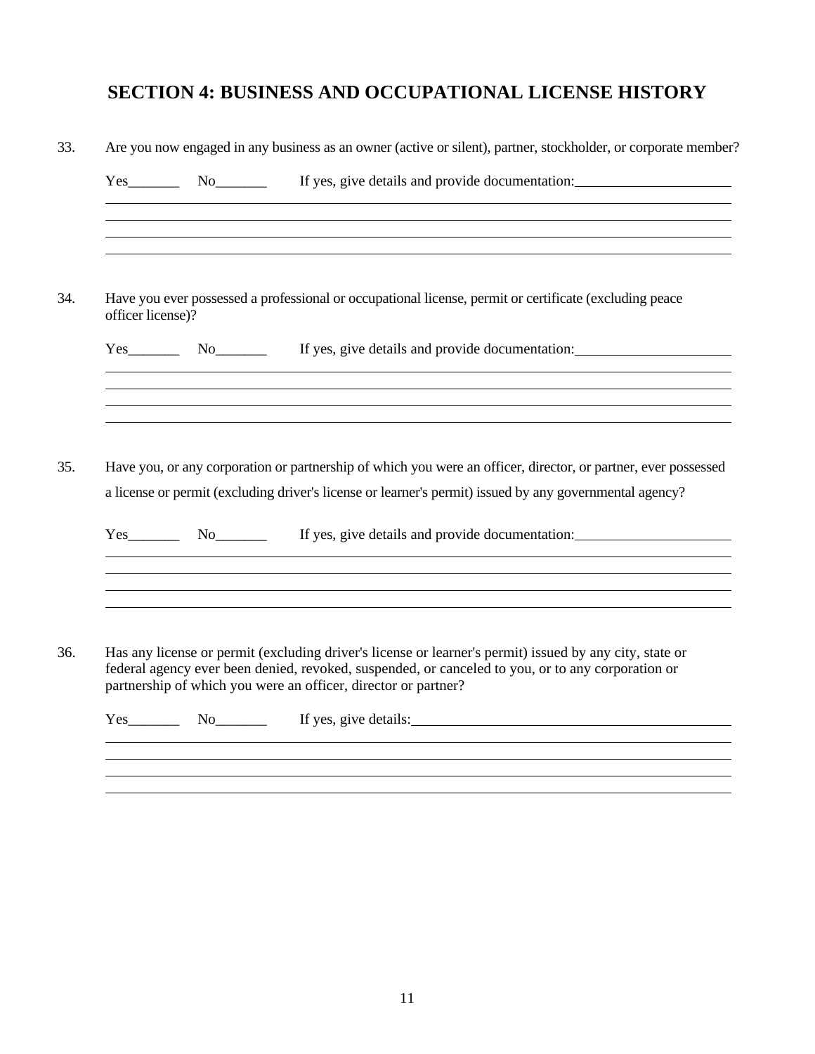## SECTION 4: BUSINESS AND OCCUPATIONAL LICENSE HISTORY

33. Are you now engaged in any business as an owner (active or silent), partner, stockholder, or corporate member?

    Yes_______ No_______ If yes, give details and provide documentation:_____________________

    ________________________________________________________________________________

    ________________________________________________________________________________

    ________________________________________________________________________________

    ________________________________________________________________________________

34. Have you ever possessed a professional or occupational license, permit or certificate (excluding peace officer license)?

    Yes_______ No_______ If yes, give details and provide documentation:_____________________

    ________________________________________________________________________________

    ________________________________________________________________________________

    ________________________________________________________________________________

    ________________________________________________________________________________

35. Have you, or any corporation or partnership of which you were an officer, director, or partner, ever possessed a license or permit (excluding driver's license or learner's permit) issued by any governmental agency?

    Yes_______ No_______ If yes, give details and provide documentation:_____________________

    ________________________________________________________________________________

    ________________________________________________________________________________

    ________________________________________________________________________________

    ________________________________________________________________________________

36. Has any license or permit (excluding driver's license or learner's permit) issued by any city, state or federal agency ever been denied, revoked, suspended, or canceled to you, or to any corporation or partnership of which you were an officer, director or partner?

    Yes_______ No_______ If yes, give details:_____________________________________________

    ________________________________________________________________________________

    ________________________________________________________________________________

    ________________________________________________________________________________

    ________________________________________________________________________________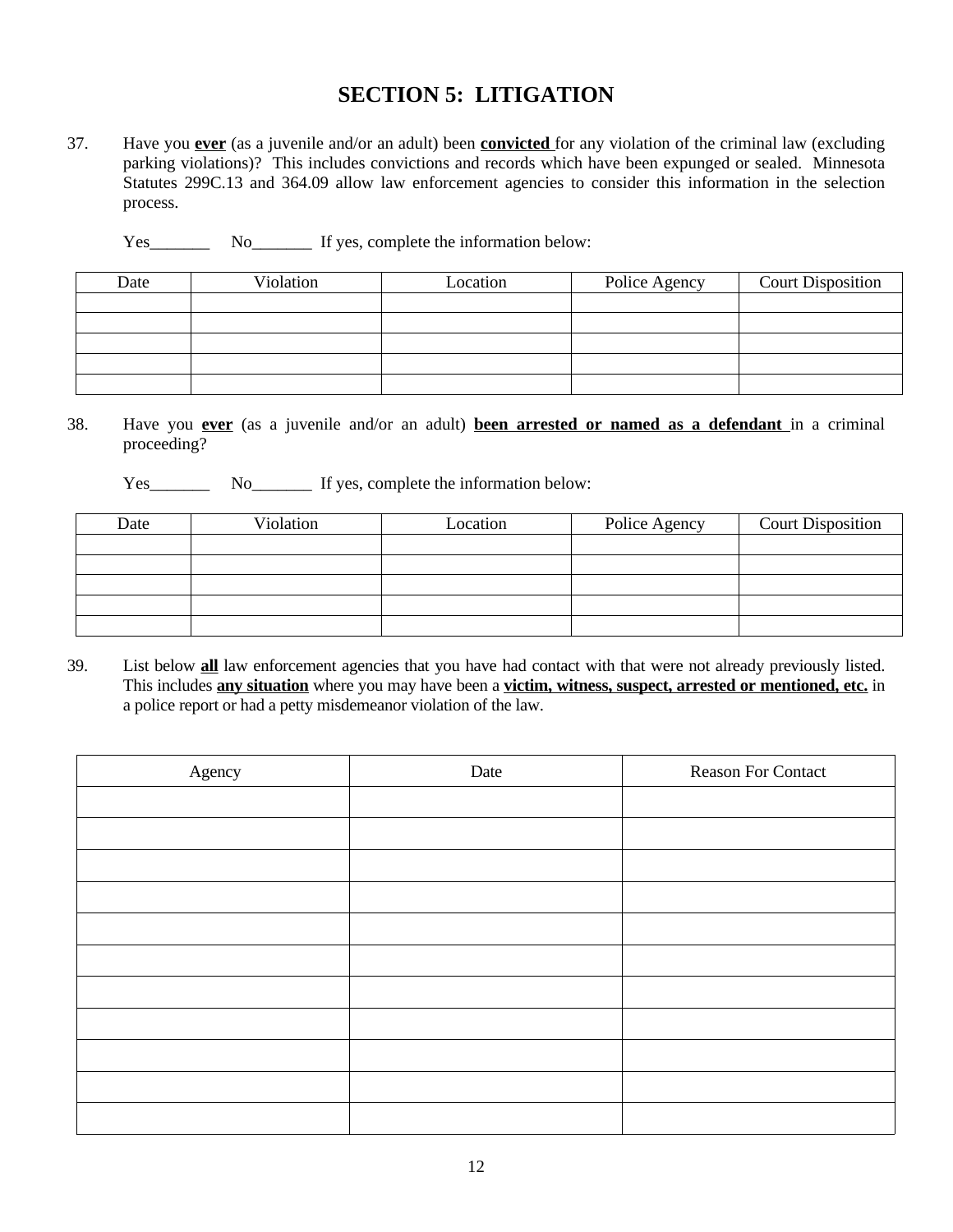# SECTION 5: LITIGATION

37. Have you **ever** (as a juvenile and/or an adult) been **convicted** for any violation of the criminal law (excluding parking violations)? This includes convictions and records which have been expunged or sealed. Minnesota Statutes 299C.13 and 364.09 allow law enforcement agencies to consider this information in the selection process.

    Yes_______ No_______ If yes, complete the information below:

| Date | Violation | Location | Police Agency | Court Disposition |
|---|---|---|---|---|
| | | | | |
| | | | | |
| | | | | |
| | | | | |
| | | | | |

38. Have you **ever** (as a juvenile and/or an adult) **been arrested or named as a defendant** in a criminal proceeding?

    Yes_______ No_______ If yes, complete the information below:

| Date | Violation | Location | Police Agency | Court Disposition |
|---|---|---|---|---|
| | | | | |
| | | | | |
| | | | | |
| | | | | |
| | | | | |

39. List below **all** law enforcement agencies that you have had contact with that were not already previously listed. This includes **any situation** where you may have been a **victim, witness, suspect, arrested or mentioned, etc.** in a police report or had a petty misdemeanor violation of the law.

| Agency | Date | Reason For Contact |
|---|---|---|
| | | |
| | | |
| | | |
| | | |
| | | |
| | | |
| | | |
| | | |
| | | |
| | | |
| | | |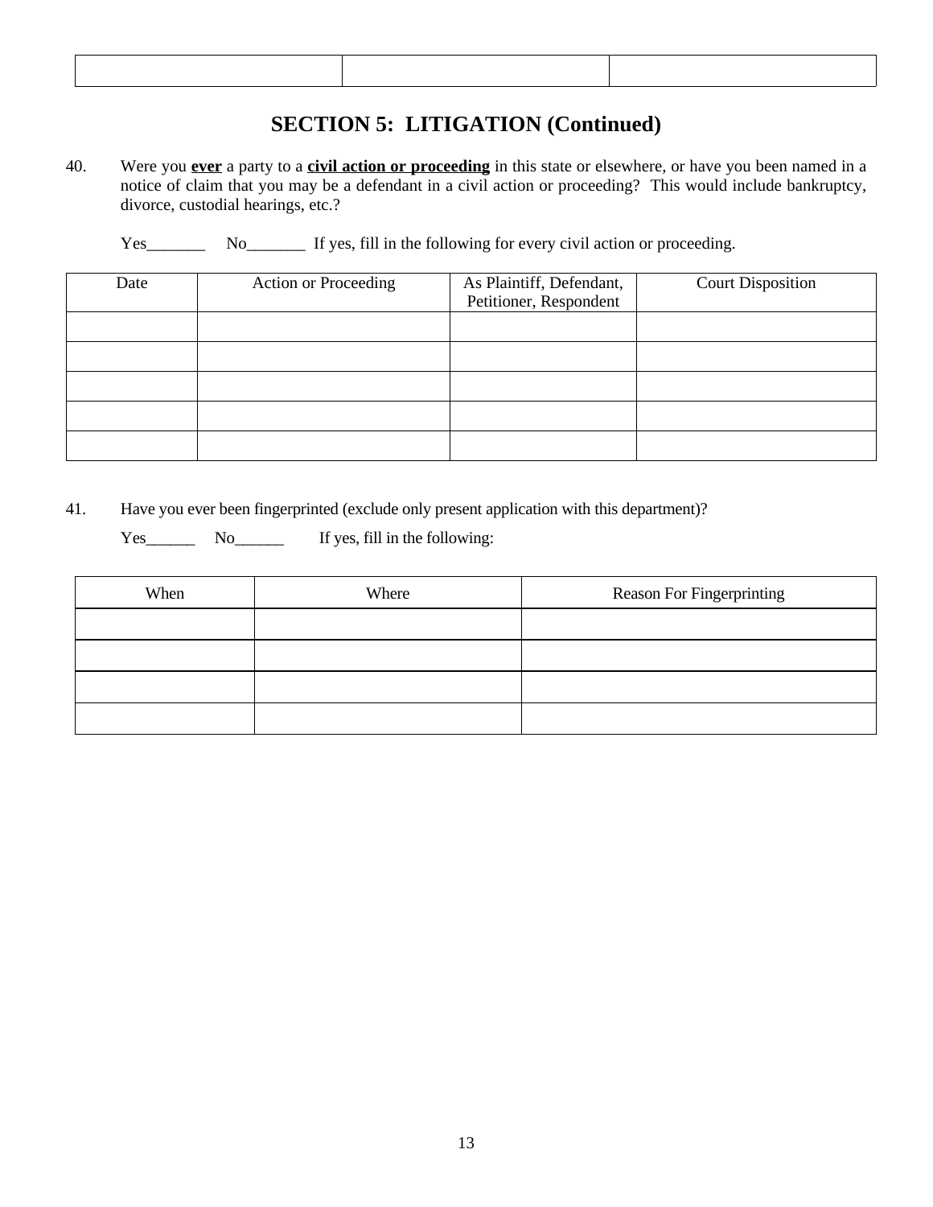| | | |
|---|---|---|
| | | |

## SECTION 5: LITIGATION (Continued)

40. Were you **ever** a party to a **civil action or proceeding** in this state or elsewhere, or have you been named in a notice of claim that you may be a defendant in a civil action or proceeding? This would include bankruptcy, divorce, custodial hearings, etc.?

    Yes_______ No_______ If yes, fill in the following for every civil action or proceeding.

| Date | Action or Proceeding | As Plaintiff, Defendant, Petitioner, Respondent | Court Disposition |
|---|---|---|---|
| | | | |
| | | | |
| | | | |
| | | | |
| | | | |

41. Have you ever been fingerprinted (exclude only present application with this department)?

    Yes______ No______ If yes, fill in the following:

| When | Where | Reason For Fingerprinting |
|---|---|---|
| | | |
| | | |
| | | |
| | | |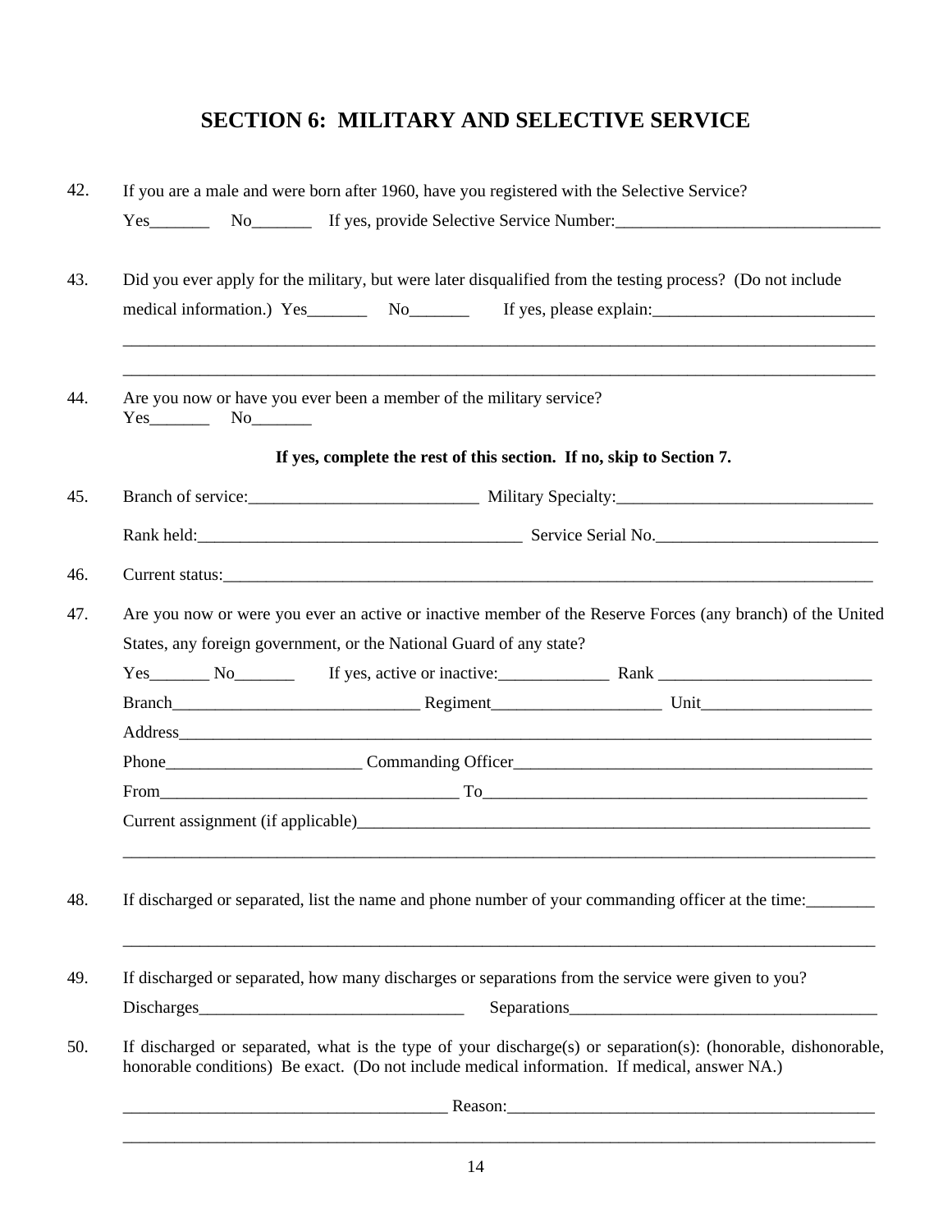## SECTION 6: MILITARY AND SELECTIVE SERVICE

42. If you are a male and were born after 1960, have you registered with the Selective Service?

    Yes_______ No_______ If yes, provide Selective Service Number:_______________________________

43. Did you ever apply for the military, but were later disqualified from the testing process? (Do not include medical information.) Yes_______ No_______ If yes, please explain:__________________________

    ___________________________________________________________________________________________

    ___________________________________________________________________________________________

44. Are you now or have you ever been a member of the military service?
    Yes_______ No_______

**If yes, complete the rest of this section. If no, skip to Section 7.**

45. Branch of service:___________________________ Military Specialty:______________________________

    Rank held:_______________________________________ Service Serial No.__________________________

46. Current status:_____________________________________________________________________________

47. Are you now or were you ever an active or inactive member of the Reserve Forces (any branch) of the United States, any foreign government, or the National Guard of any state?

    Yes_______ No_______ If yes, active or inactive:_____________ Rank _________________________

    Branch_____________________________ Regiment____________________ Unit____________________

    Address______________________________________________________________________________________

    Phone_______________________ Commanding Officer___________________________________________

    From___________________________________ To_______________________________________________

    Current assignment (if applicable)________________________________________________________

    ___________________________________________________________________________________________

48. If discharged or separated, list the name and phone number of your commanding officer at the time:________

    ___________________________________________________________________________________________

49. If discharged or separated, how many discharges or separations from the service were given to you?

    Discharges________________________________ Separations_____________________________________

50. If discharged or separated, what is the type of your discharge(s) or separation(s): (honorable, dishonorable, honorable conditions) Be exact. (Do not include medical information. If medical, answer NA.)

    _______________________________________ Reason:_____________________________________________

    ___________________________________________________________________________________________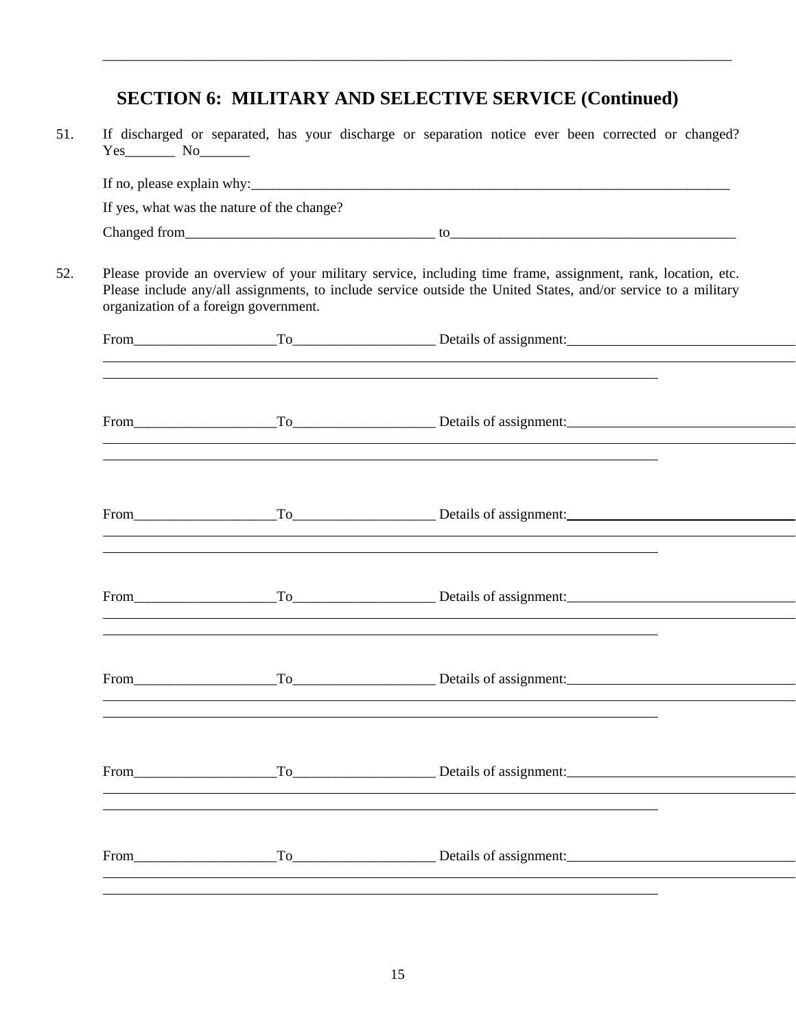## SECTION 6: MILITARY AND SELECTIVE SERVICE (Continued)

51. If discharged or separated, has your discharge or separation notice ever been corrected or changed? Yes_______ No_______

    If no, please explain why:_______________________________________________________________________

    If yes, what was the nature of the change?

    Changed from___________________________________ to_________________________________________

52. Please provide an overview of your military service, including time frame, assignment, rank, location, etc. Please include any/all assignments, to include service outside the United States, and/or service to a military organization of a foreign government.

    From____________________To____________________ Details of assignment:_________________________________

    ______________________________________________________________________________________________

    ______________________________________________________________________________

    From____________________To____________________ Details of assignment:_________________________________

    ______________________________________________________________________________________________

    ______________________________________________________________________________

    From____________________To____________________ Details of assignment:_________________________________

    ______________________________________________________________________________________________

    ______________________________________________________________________________

    From____________________To____________________ Details of assignment:_________________________________

    ______________________________________________________________________________________________

    ______________________________________________________________________________

    From____________________To____________________ Details of assignment:_________________________________

    ______________________________________________________________________________________________

    ______________________________________________________________________________

    From____________________To____________________ Details of assignment:_________________________________

    ______________________________________________________________________________________________

    ______________________________________________________________________________

    From____________________To____________________ Details of assignment:_________________________________

    ______________________________________________________________________________________________

    ______________________________________________________________________________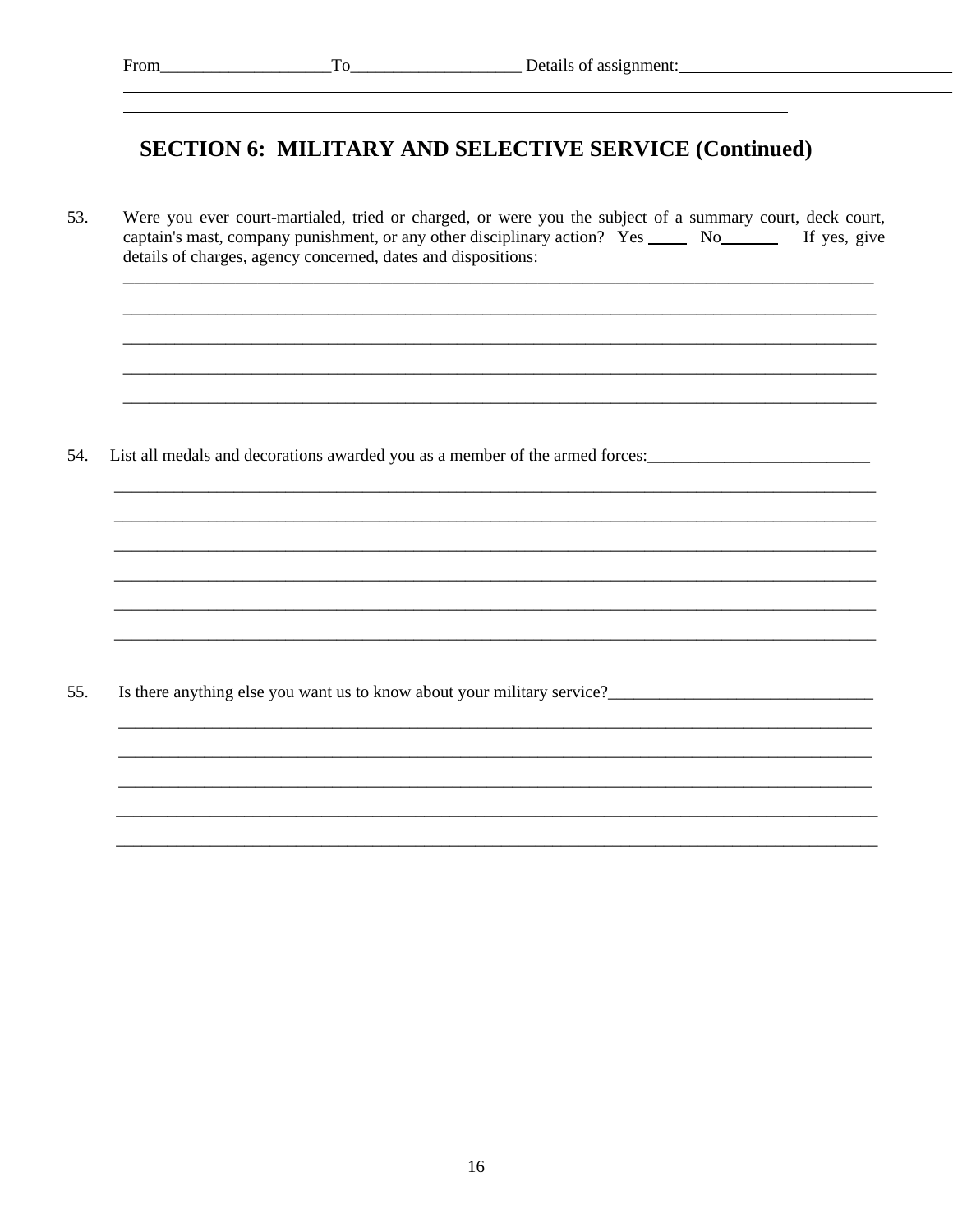From____________________To____________________ Details of assignment:________________________________

______________________________________________________________________________

______________________________________________________________________________

## SECTION 6: MILITARY AND SELECTIVE SERVICE (Continued)

53. Were you ever court-martialed, tried or charged, or were you the subject of a summary court, deck court, captain's mast, company punishment, or any other disciplinary action? Yes _____ No_______ If yes, give details of charges, agency concerned, dates and dispositions:

______________________________________________________________________________

______________________________________________________________________________

______________________________________________________________________________

______________________________________________________________________________

______________________________________________________________________________

54. List all medals and decorations awarded you as a member of the armed forces:__________________________

______________________________________________________________________________

______________________________________________________________________________

______________________________________________________________________________

______________________________________________________________________________

______________________________________________________________________________

______________________________________________________________________________

55. Is there anything else you want us to know about your military service?_______________________________

______________________________________________________________________________

______________________________________________________________________________

______________________________________________________________________________

______________________________________________________________________________

______________________________________________________________________________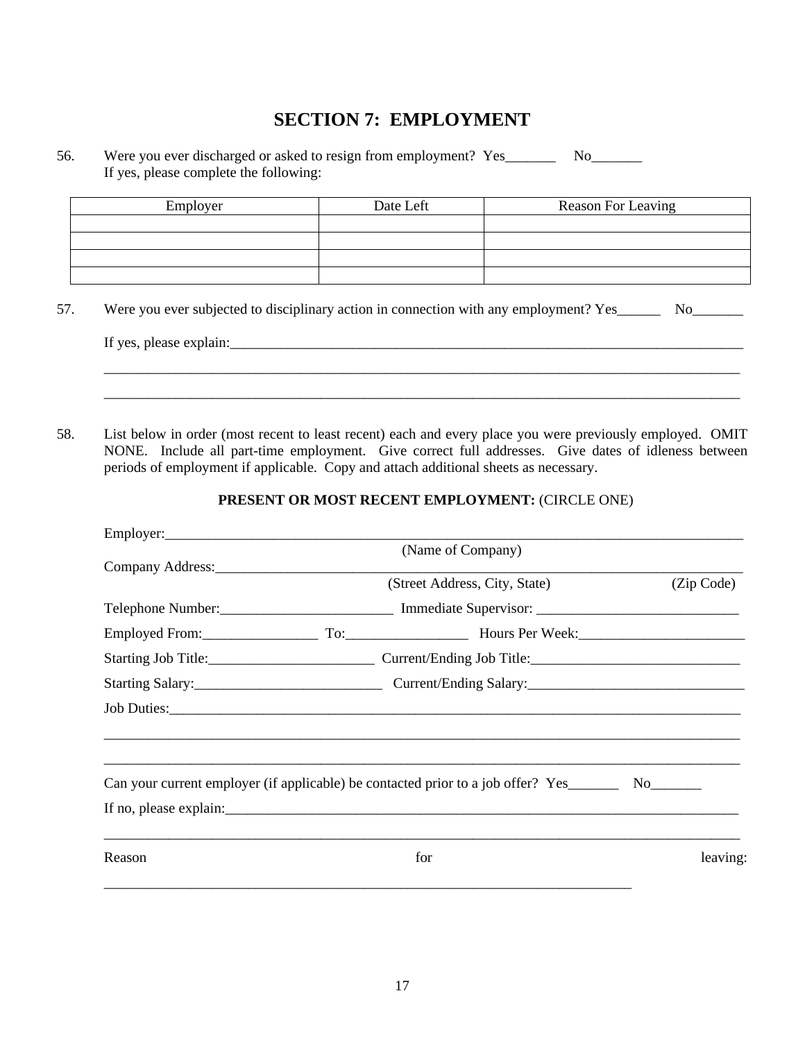# SECTION 7: EMPLOYMENT

56. Were you ever discharged or asked to resign from employment? Yes_______ No_______
    If yes, please complete the following:

| Employer | Date Left | Reason For Leaving |
| --- | --- | --- |
| | | |
| | | |
| | | |
| | | |

57. Were you ever subjected to disciplinary action in connection with any employment? Yes______ No_______

    If yes, please explain:_____________________________________________________________________________

    ____________________________________________________________________________________________

    ____________________________________________________________________________________________

58. List below in order (most recent to least recent) each and every place you were previously employed. OMIT NONE. Include all part-time employment. Give correct full addresses. Give dates of idleness between periods of employment if applicable. Copy and attach additional sheets as necessary.

**PRESENT OR MOST RECENT EMPLOYMENT:** (CIRCLE ONE)

Employer:_____________________________________________________________________________________
(Name of Company)

Company Address:_______________________________________________________________________________
(Street Address, City, State) (Zip Code)

Telephone Number:________________________ Immediate Supervisor: ____________________________

Employed From:________________ To:_________________ Hours Per Week:_______________________

Starting Job Title:_______________________ Current/Ending Job Title:_____________________________

Starting Salary:__________________________ Current/Ending Salary:______________________________

Job Duties:___________________________________________________________________________________

____________________________________________________________________________________________

____________________________________________________________________________________________

Can your current employer (if applicable) be contacted prior to a job offer? Yes_______ No_______

If no, please explain:_____________________________________________________________________________

____________________________________________________________________________________________

Reason for leaving:

_____________________________________________________________________________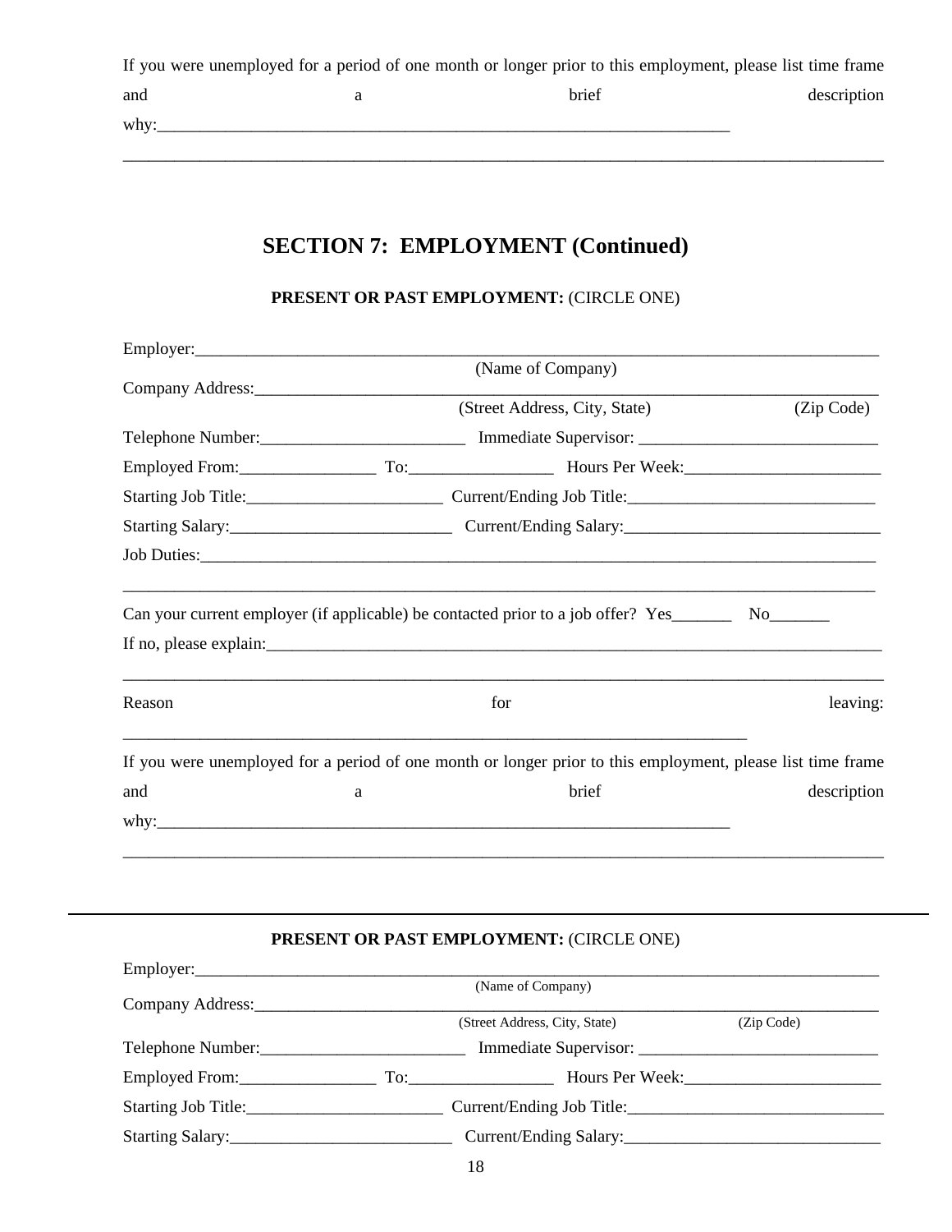If you were unemployed for a period of one month or longer prior to this employment, please list time frame and a brief description why:_______________________________________________________________________

_____________________________________________________________________________________________

## SECTION 7: EMPLOYMENT (Continued)

**PRESENT OR PAST EMPLOYMENT:** (CIRCLE ONE)

Employer:_____________________________________________________________________________
(Name of Company)

Company Address:_______________________________________________________________________
(Street Address, City, State) (Zip Code)

Telephone Number:_________________________ Immediate Supervisor: _____________________________

Employed From:________________ To:_________________ Hours Per Week:________________________

Starting Job Title:_______________________ Current/Ending Job Title:_____________________________

Starting Salary:__________________________ Current/Ending Salary:______________________________

Job Duties:_______________________________________________________________________________

_____________________________________________________________________________________________

Can your current employer (if applicable) be contacted prior to a job offer? Yes_______ No_______

If no, please explain:_______________________________________________________________________

_____________________________________________________________________________________________

Reason for leaving:
_____________________________________________________________________________

If you were unemployed for a period of one month or longer prior to this employment, please list time frame and a brief description why:_______________________________________________________________________

_____________________________________________________________________________________________

---

**PRESENT OR PAST EMPLOYMENT:** (CIRCLE ONE)

Employer:_____________________________________________________________________________
(Name of Company)

Company Address:_______________________________________________________________________
(Street Address, City, State) (Zip Code)

Telephone Number:_________________________ Immediate Supervisor: _____________________________

Employed From:________________ To:_________________ Hours Per Week:________________________

Starting Job Title:_______________________ Current/Ending Job Title:______________________________

Starting Salary:__________________________ Current/Ending Salary:______________________________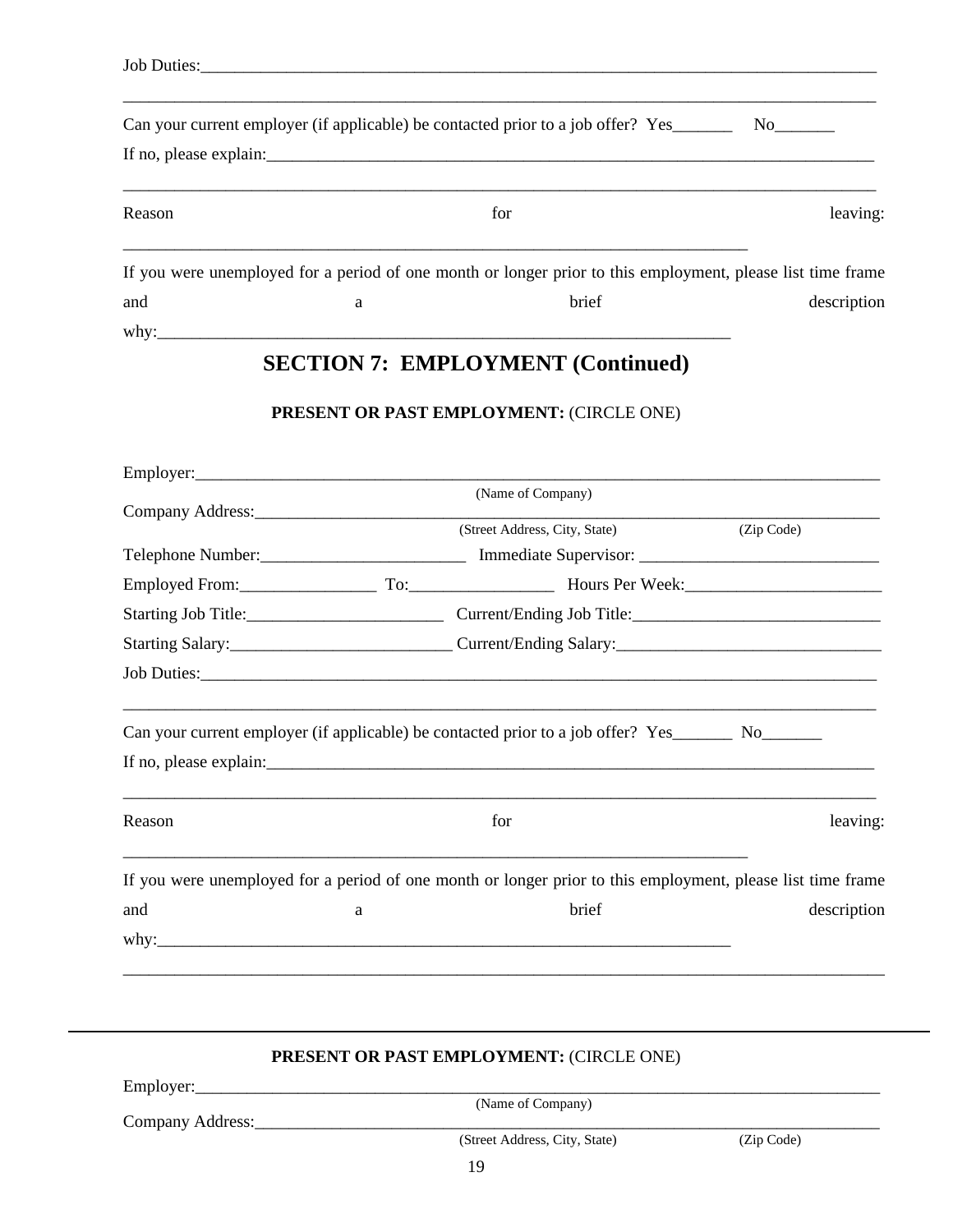Job Duties:_______________________________________________________________________________

_________________________________________________________________________________________

Can your current employer (if applicable) be contacted prior to a job offer? Yes_______ No_______

If no, please explain:_______________________________________________________________________

_________________________________________________________________________________________

Reason for leaving: _________________________________________________________________________

If you were unemployed for a period of one month or longer prior to this employment, please list time frame and a brief description why:___________________________________________________________________

## SECTION 7: EMPLOYMENT (Continued)

**PRESENT OR PAST EMPLOYMENT:** (CIRCLE ONE)

Employer:_________________________________________________________________________________
(Name of Company)

Company Address:___________________________________________________________________________
(Street Address, City, State) (Zip Code)

Telephone Number:________________________ Immediate Supervisor: ___________________________

Employed From:________________ To:_________________ Hours Per Week:_______________________

Starting Job Title:_______________________ Current/Ending Job Title:_____________________________

Starting Salary:__________________________ Current/Ending Salary:______________________________

Job Duties:_______________________________________________________________________________

_________________________________________________________________________________________

Can your current employer (if applicable) be contacted prior to a job offer? Yes_______ No_______

If no, please explain:_______________________________________________________________________

_________________________________________________________________________________________

Reason for leaving: _________________________________________________________________________

If you were unemployed for a period of one month or longer prior to this employment, please list time frame and a brief description why:___________________________________________________________________

_________________________________________________________________________________________

---

**PRESENT OR PAST EMPLOYMENT:** (CIRCLE ONE)

Employer:_________________________________________________________________________________
(Name of Company)

Company Address:___________________________________________________________________________
(Street Address, City, State) (Zip Code)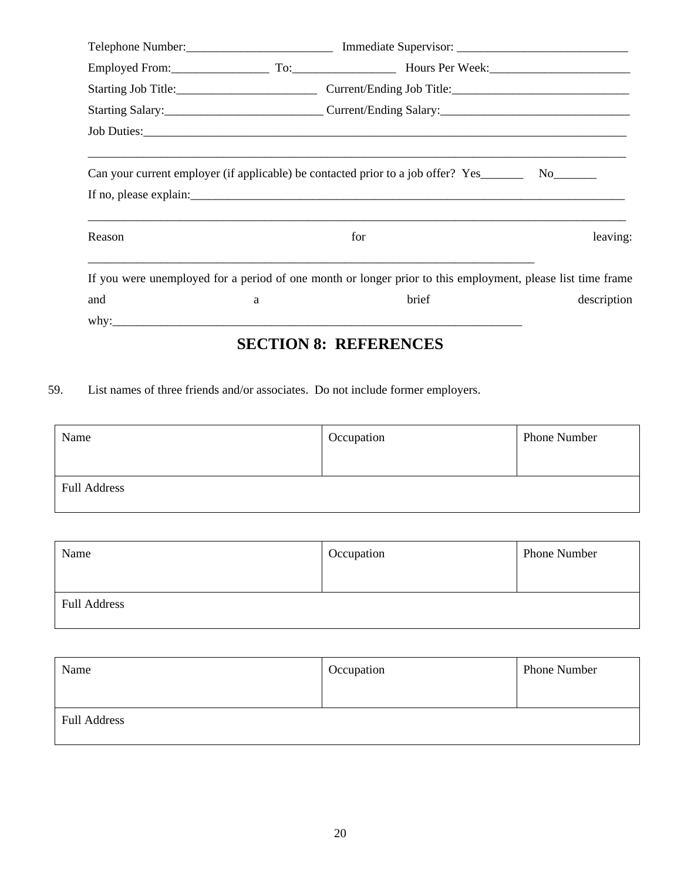Telephone Number:________________________ Immediate Supervisor: ____________________________

Employed From:________________ To:_________________ Hours Per Week:_______________________

Starting Job Title:_______________________ Current/Ending Job Title:_____________________________

Starting Salary:__________________________ Current/Ending Salary:_______________________________

Job Duties:_________________________________________________________________________________

____________________________________________________________________________________________

Can your current employer (if applicable) be contacted prior to a job offer? Yes_______ No_______

If no, please explain:_______________________________________________________________________

____________________________________________________________________________________________

Reason for leaving: ____________________________________________________________________________

If you were unemployed for a period of one month or longer prior to this employment, please list time frame and a brief description why:______________________________________________________________________

## SECTION 8: REFERENCES

59. List names of three friends and/or associates. Do not include former employers.

| Name | Occupation | Phone Number |
|---|---|---|
| Full Address | | |

| Name | Occupation | Phone Number |
|---|---|---|
| Full Address | | |

| Name | Occupation | Phone Number |
|---|---|---|
| Full Address | | |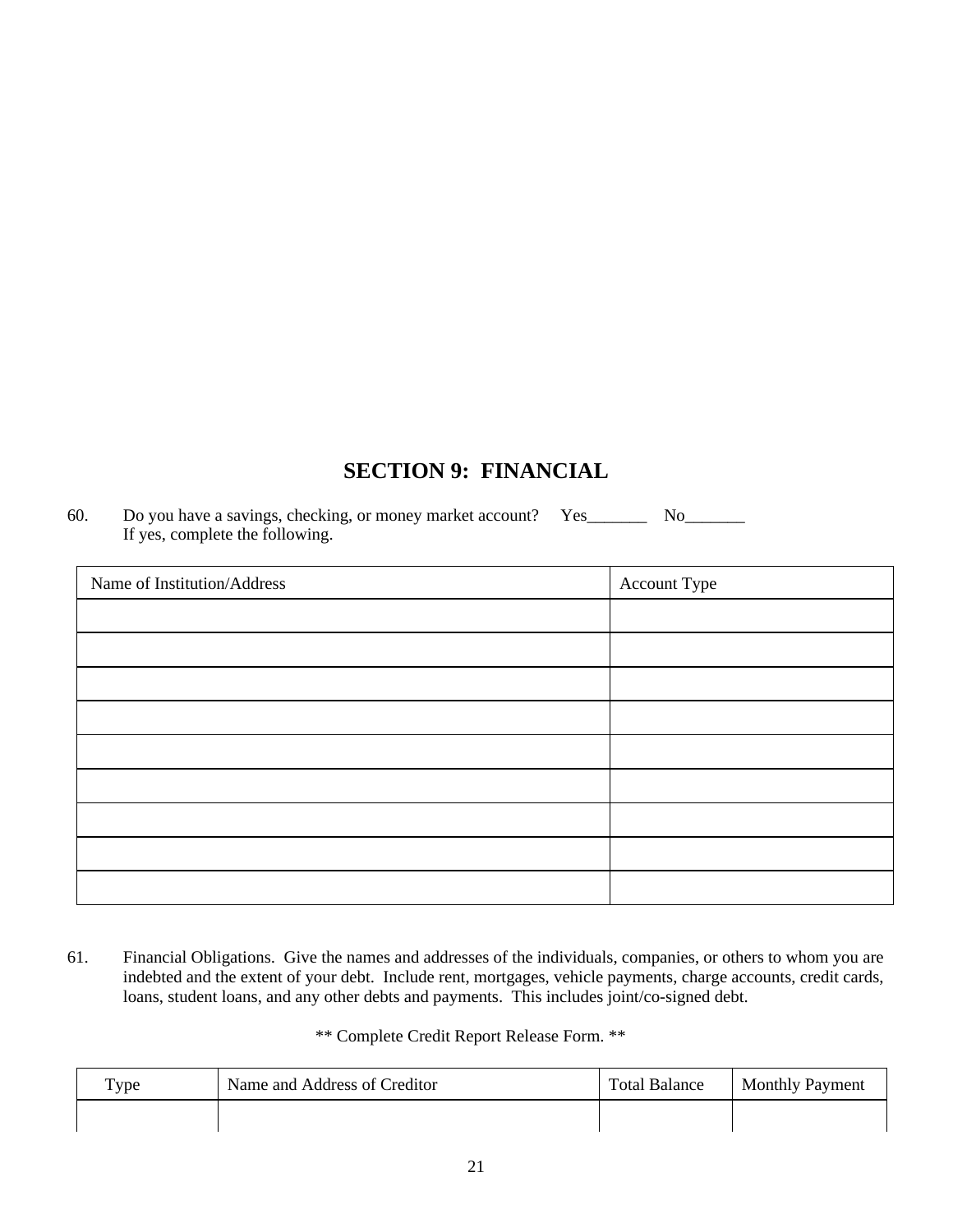## SECTION 9: FINANCIAL

60. Do you have a savings, checking, or money market account? Yes_______ No_______
 If yes, complete the following.

| Name of Institution/Address | Account Type |
|---|---|
| | |
| | |
| | |
| | |
| | |
| | |
| | |
| | |
| | |

61. Financial Obligations. Give the names and addresses of the individuals, companies, or others to whom you are indebted and the extent of your debt. Include rent, mortgages, vehicle payments, charge accounts, credit cards, loans, student loans, and any other debts and payments. This includes joint/co-signed debt.

** Complete Credit Report Release Form. **

| Type | Name and Address of Creditor | Total Balance | Monthly Payment |
|---|---|---|---|
| | | | |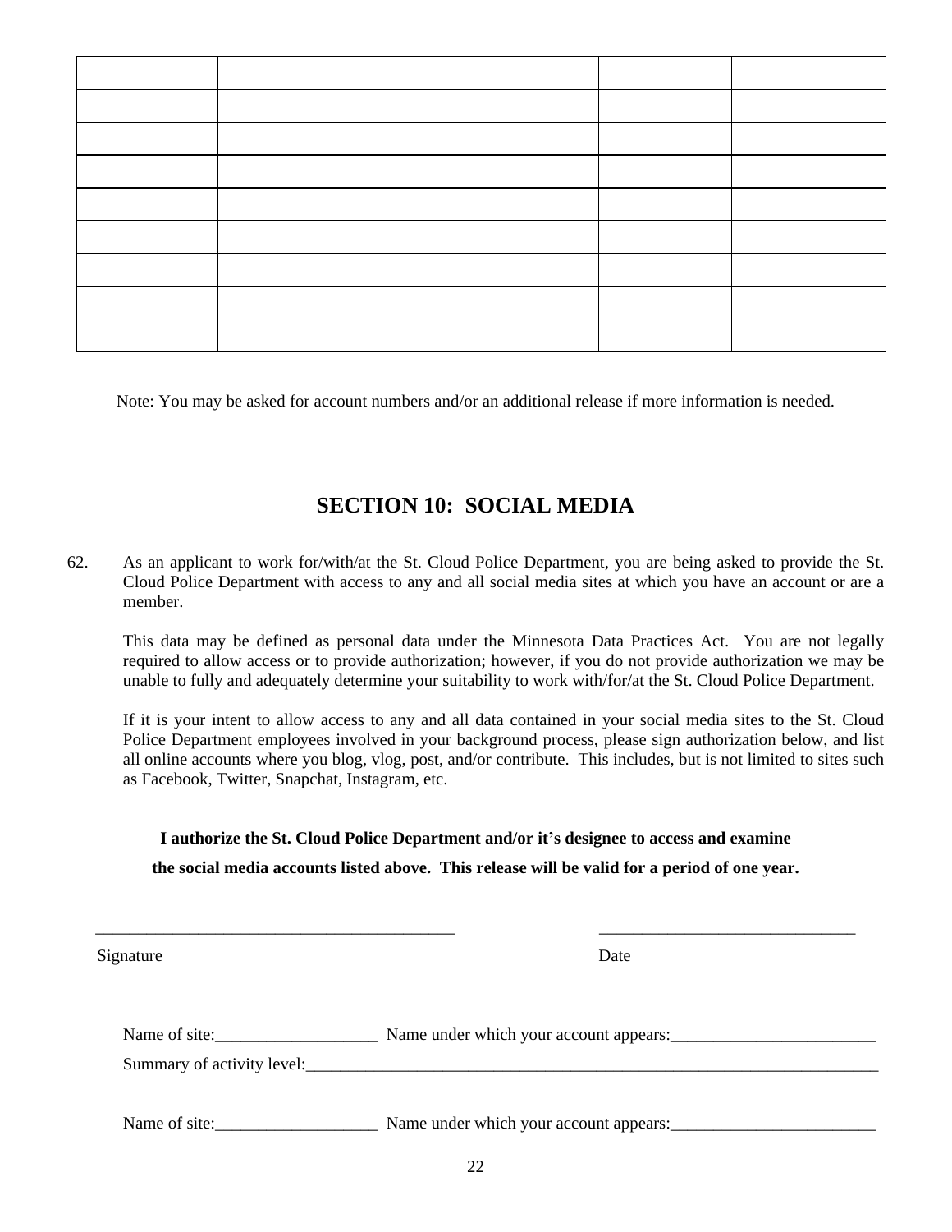| | | | |
|---|---|---|---|
| | | | |
| | | | |
| | | | |
| | | | |
| | | | |
| | | | |
| | | | |
| | | | |
| | | | |

Note: You may be asked for account numbers and/or an additional release if more information is needed.

## SECTION 10: SOCIAL MEDIA

62. As an applicant to work for/with/at the St. Cloud Police Department, you are being asked to provide the St. Cloud Police Department with access to any and all social media sites at which you have an account or are a member.

    This data may be defined as personal data under the Minnesota Data Practices Act. You are not legally required to allow access or to provide authorization; however, if you do not provide authorization we may be unable to fully and adequately determine your suitability to work with/for/at the St. Cloud Police Department.

    If it is your intent to allow access to any and all data contained in your social media sites to the St. Cloud Police Department employees involved in your background process, please sign authorization below, and list all online accounts where you blog, vlog, post, and/or contribute. This includes, but is not limited to sites such as Facebook, Twitter, Snapchat, Instagram, etc.

**I authorize the St. Cloud Police Department and/or it's designee to access and examine the social media accounts listed above. This release will be valid for a period of one year.**

____________________________________________ ______________________________

Signature Date

Name of site:___________________ Name under which your account appears:________________________

Summary of activity level:______________________________________________________________________

Name of site:___________________ Name under which your account appears:________________________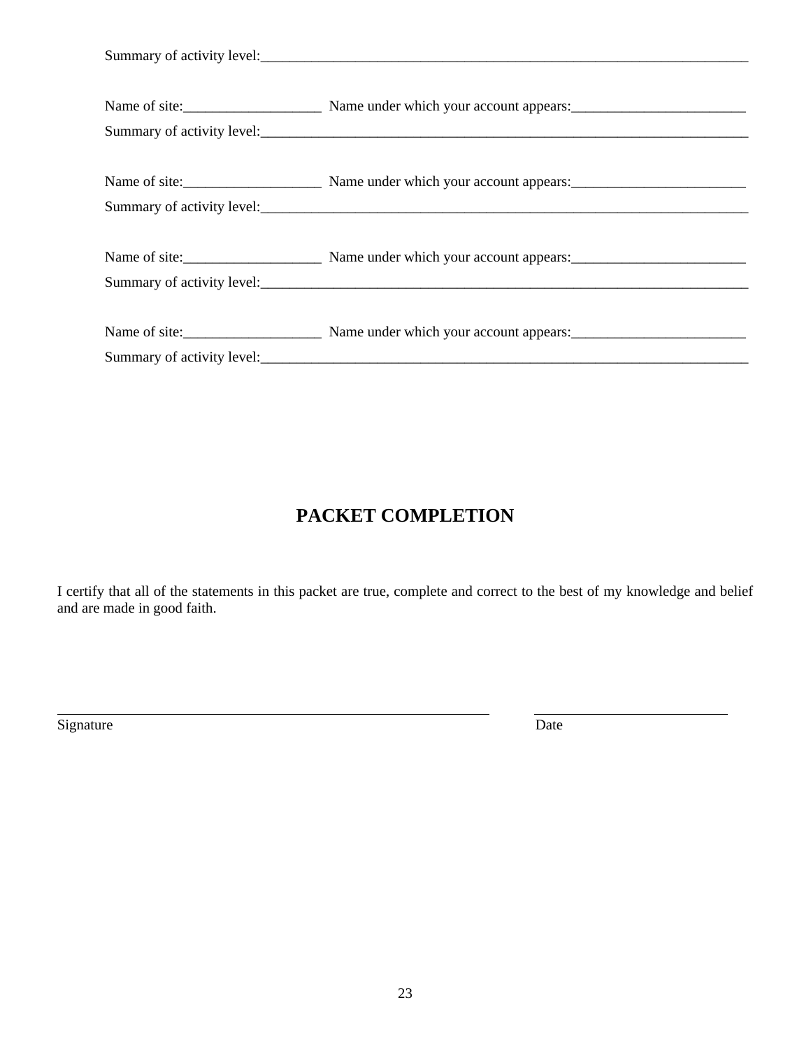Summary of activity level:_______________________________________________________________________

Name of site:___________________ Name under which your account appears:________________________

Summary of activity level:_______________________________________________________________________

Name of site:___________________ Name under which your account appears:________________________

Summary of activity level:_______________________________________________________________________

Name of site:___________________ Name under which your account appears:________________________

Summary of activity level:_______________________________________________________________________

Name of site:___________________ Name under which your account appears:________________________

Summary of activity level:_______________________________________________________________________

## PACKET COMPLETION

I certify that all of the statements in this packet are true, complete and correct to the best of my knowledge and belief and are made in good faith.

_____________________________________________ &nbsp;&nbsp;&nbsp;&nbsp; ____________________________

Signature &nbsp;&nbsp;&nbsp;&nbsp;&nbsp;&nbsp;&nbsp;&nbsp;&nbsp;&nbsp;&nbsp;&nbsp;&nbsp;&nbsp;&nbsp;&nbsp;&nbsp;&nbsp;&nbsp;&nbsp;&nbsp;&nbsp;&nbsp;&nbsp;&nbsp;&nbsp;&nbsp;&nbsp;&nbsp;&nbsp;&nbsp;&nbsp;&nbsp;&nbsp;&nbsp;&nbsp;&nbsp;&nbsp;&nbsp;&nbsp; Date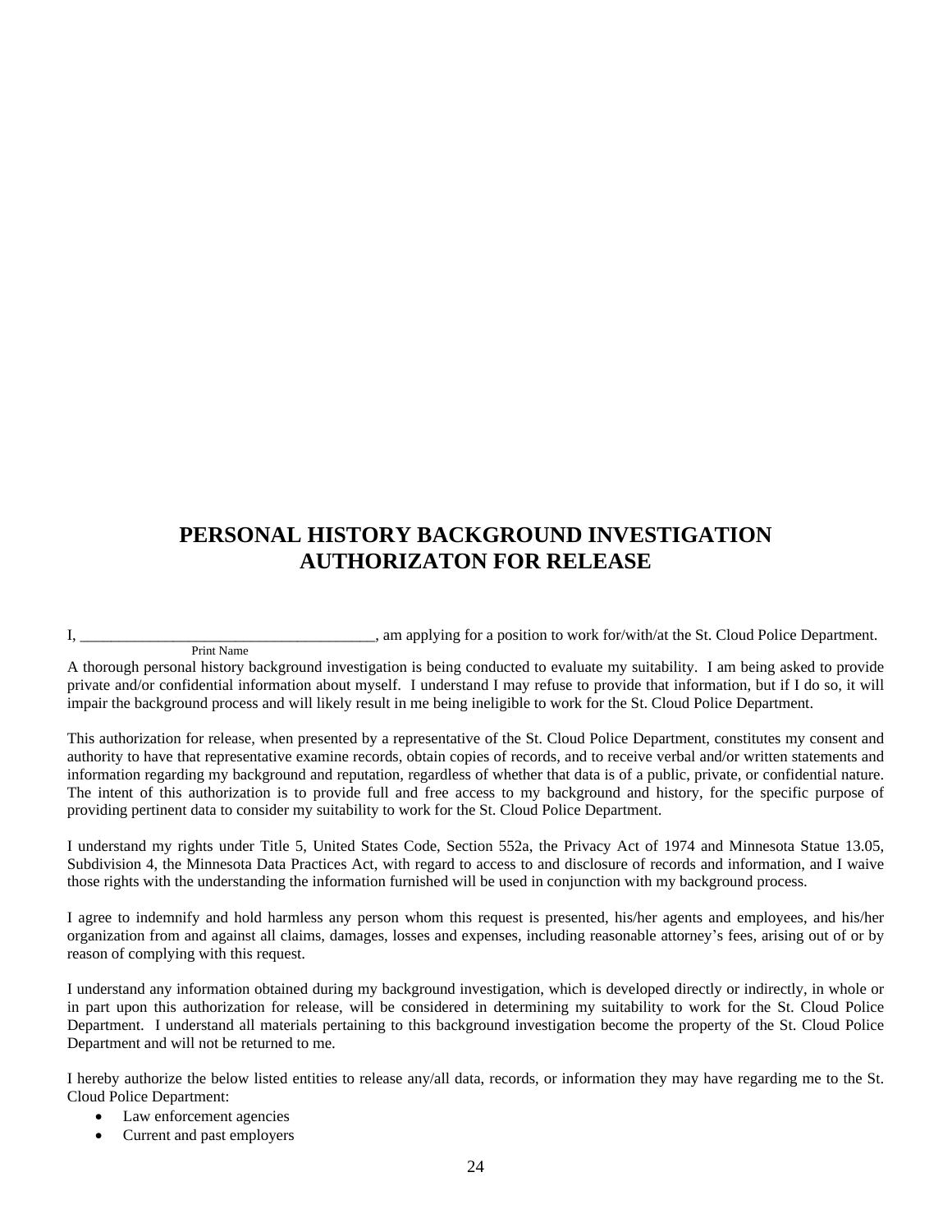# PERSONAL HISTORY BACKGROUND INVESTIGATION AUTHORIZATON FOR RELEASE

I, ______________________________________, am applying for a position to work for/with/at the St. Cloud Police Department.
Print Name

A thorough personal history background investigation is being conducted to evaluate my suitability. I am being asked to provide private and/or confidential information about myself. I understand I may refuse to provide that information, but if I do so, it will impair the background process and will likely result in me being ineligible to work for the St. Cloud Police Department.

This authorization for release, when presented by a representative of the St. Cloud Police Department, constitutes my consent and authority to have that representative examine records, obtain copies of records, and to receive verbal and/or written statements and information regarding my background and reputation, regardless of whether that data is of a public, private, or confidential nature. The intent of this authorization is to provide full and free access to my background and history, for the specific purpose of providing pertinent data to consider my suitability to work for the St. Cloud Police Department.

I understand my rights under Title 5, United States Code, Section 552a, the Privacy Act of 1974 and Minnesota Statue 13.05, Subdivision 4, the Minnesota Data Practices Act, with regard to access to and disclosure of records and information, and I waive those rights with the understanding the information furnished will be used in conjunction with my background process.

I agree to indemnify and hold harmless any person whom this request is presented, his/her agents and employees, and his/her organization from and against all claims, damages, losses and expenses, including reasonable attorney's fees, arising out of or by reason of complying with this request.

I understand any information obtained during my background investigation, which is developed directly or indirectly, in whole or in part upon this authorization for release, will be considered in determining my suitability to work for the St. Cloud Police Department. I understand all materials pertaining to this background investigation become the property of the St. Cloud Police Department and will not be returned to me.

I hereby authorize the below listed entities to release any/all data, records, or information they may have regarding me to the St. Cloud Police Department:

- Law enforcement agencies
- Current and past employers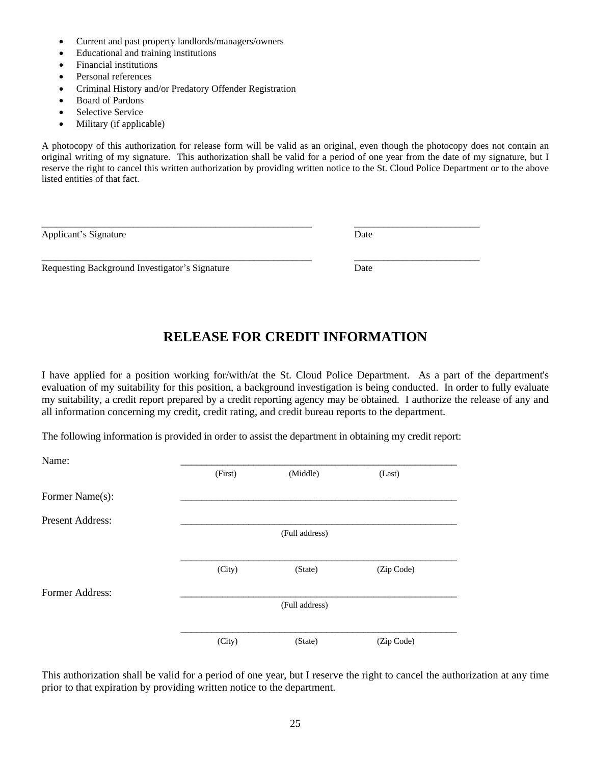- Current and past property landlords/managers/owners
- Educational and training institutions
- Financial institutions
- Personal references
- Criminal History and/or Predatory Offender Registration
- Board of Pardons
- Selective Service
- Military (if applicable)

A photocopy of this authorization for release form will be valid as an original, even though the photocopy does not contain an original writing of my signature. This authorization shall be valid for a period of one year from the date of my signature, but I reserve the right to cancel this written authorization by providing written notice to the St. Cloud Police Department or to the above listed entities of that fact.

\_\_\_\_\_\_\_\_\_\_\_\_\_\_\_\_\_\_\_\_\_\_\_\_\_\_\_\_\_\_\_\_\_\_\_\_\_\_\_\_\_\_\_\_\_\_\_\_\_\_\_\_\_\_\_\_ \_\_\_\_\_\_\_\_\_\_\_\_\_\_\_\_\_\_\_\_\_\_\_\_\_\_
Applicant's Signature Date

\_\_\_\_\_\_\_\_\_\_\_\_\_\_\_\_\_\_\_\_\_\_\_\_\_\_\_\_\_\_\_\_\_\_\_\_\_\_\_\_\_\_\_\_\_\_\_\_\_\_\_\_\_\_\_\_ \_\_\_\_\_\_\_\_\_\_\_\_\_\_\_\_\_\_\_\_\_\_\_\_\_\_
Requesting Background Investigator's Signature Date

# RELEASE FOR CREDIT INFORMATION

I have applied for a position working for/with/at the St. Cloud Police Department. As a part of the department's evaluation of my suitability for this position, a background investigation is being conducted. In order to fully evaluate my suitability, a credit report prepared by a credit reporting agency may be obtained. I authorize the release of any and all information concerning my credit, credit rating, and credit bureau reports to the department.

The following information is provided in order to assist the department in obtaining my credit report:

Name: \_\_\_\_\_\_\_\_\_\_\_\_\_\_\_\_\_\_\_\_\_\_\_\_\_\_\_\_\_\_\_\_\_\_\_\_\_\_\_\_\_\_\_\_\_\_\_\_\_\_\_\_\_\_\_\_
(First) (Middle) (Last)

Former Name(s): \_\_\_\_\_\_\_\_\_\_\_\_\_\_\_\_\_\_\_\_\_\_\_\_\_\_\_\_\_\_\_\_\_\_\_\_\_\_\_\_\_\_\_\_\_\_\_\_\_\_\_\_\_\_\_\_

Present Address: \_\_\_\_\_\_\_\_\_\_\_\_\_\_\_\_\_\_\_\_\_\_\_\_\_\_\_\_\_\_\_\_\_\_\_\_\_\_\_\_\_\_\_\_\_\_\_\_\_\_\_\_\_\_\_\_
(Full address)

\_\_\_\_\_\_\_\_\_\_\_\_\_\_\_\_\_\_\_\_\_\_\_\_\_\_\_\_\_\_\_\_\_\_\_\_\_\_\_\_\_\_\_\_\_\_\_\_\_\_\_\_\_\_\_\_
(City) (State) (Zip Code)

Former Address: \_\_\_\_\_\_\_\_\_\_\_\_\_\_\_\_\_\_\_\_\_\_\_\_\_\_\_\_\_\_\_\_\_\_\_\_\_\_\_\_\_\_\_\_\_\_\_\_\_\_\_\_\_\_\_\_
(Full address)

\_\_\_\_\_\_\_\_\_\_\_\_\_\_\_\_\_\_\_\_\_\_\_\_\_\_\_\_\_\_\_\_\_\_\_\_\_\_\_\_\_\_\_\_\_\_\_\_\_\_\_\_\_\_\_\_
(City) (State) (Zip Code)

This authorization shall be valid for a period of one year, but I reserve the right to cancel the authorization at any time prior to that expiration by providing written notice to the department.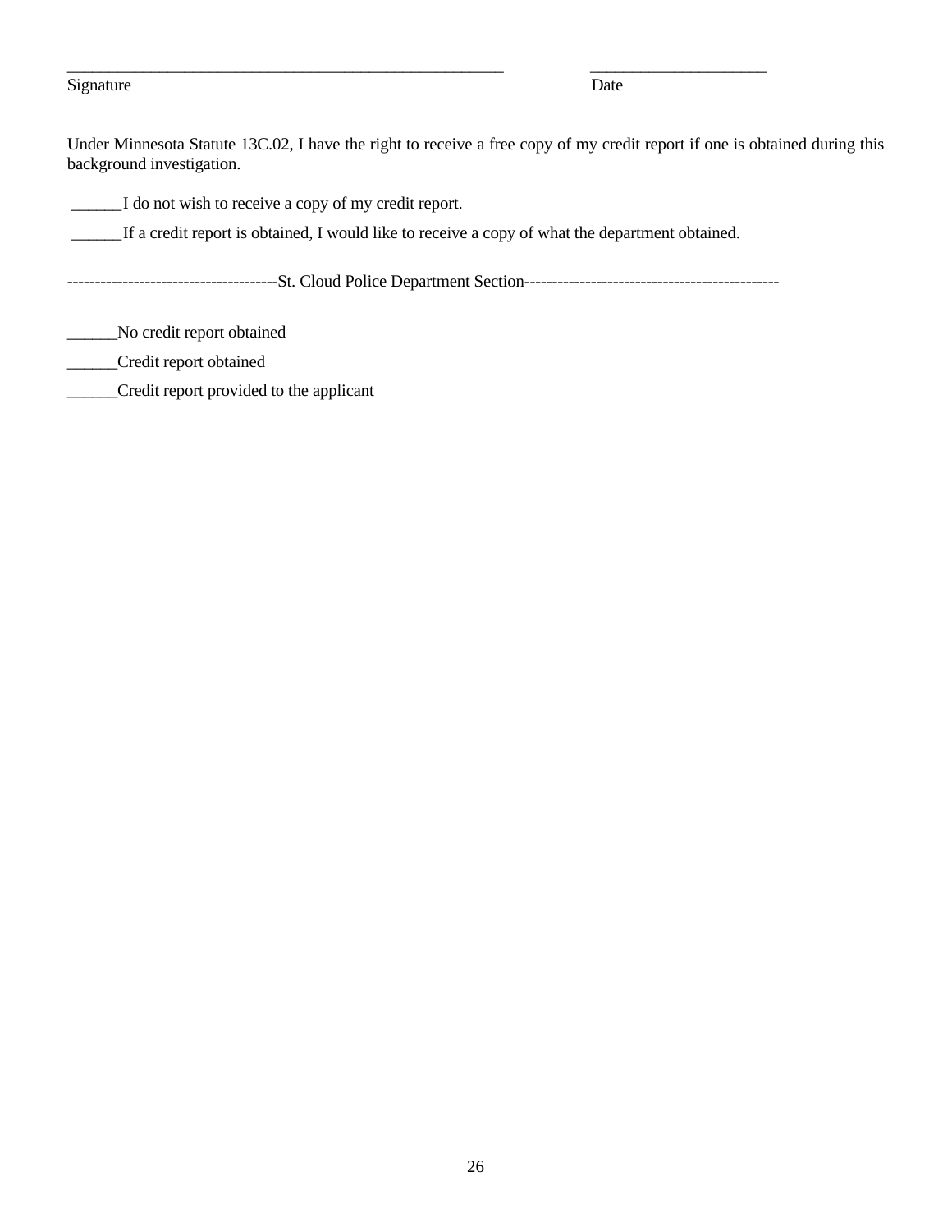_______________________________________________________ _____________________

Signature Date

Under Minnesota Statute 13C.02, I have the right to receive a free copy of my credit report if one is obtained during this background investigation.

______I do not wish to receive a copy of my credit report.

______If a credit report is obtained, I would like to receive a copy of what the department obtained.

--------------------------------------St. Cloud Police Department Section---------------------------------------------

______No credit report obtained

______Credit report obtained

______Credit report provided to the applicant